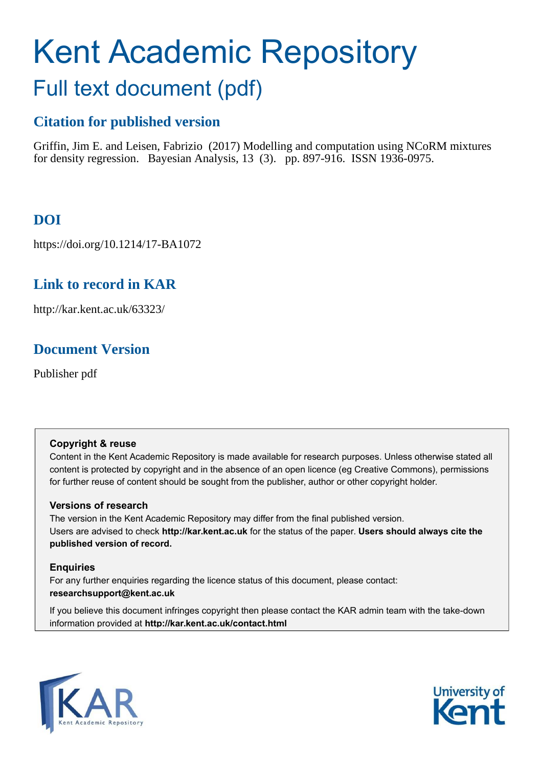# Kent Academic Repository

## Full text document (pdf)

### Citation for published version

Griffin, Jim E. and Leisen, Fabrizio (2017) Modelling and computation using NCoRM mixtures for density regression. Bayesian Analysis, 13 (3). pp. 897-916. ISSN 1936-0975.

### DOI

https://doi.org/10.1214/17-BA1072

### Link to record in KAR

http://kar.kent.ac.uk/63323/

### Document Version

Publisher pdf

**Copyright & reuse**

Content in the Kent Academic Repository is made available for research purposes. Unless otherwise stated all content is protected by copyright and in the absence of an open licence (eg Creative Commons), permissions for further reuse of content should be sought from the publisher, author or other copyright holder.

**Versions of research**

The version in the Kent Academic Repository may differ from the final published version.
Users are advised to check **http://kar.kent.ac.uk** for the status of the paper. **Users should always cite the published version of record.**

**Enquiries**

For any further enquiries regarding the licence status of this document, please contact:
**researchsupport@kent.ac.uk**

If you believe this document infringes copyright then please contact the KAR admin team with the take-down information provided at **http://kar.kent.ac.uk/contact.html**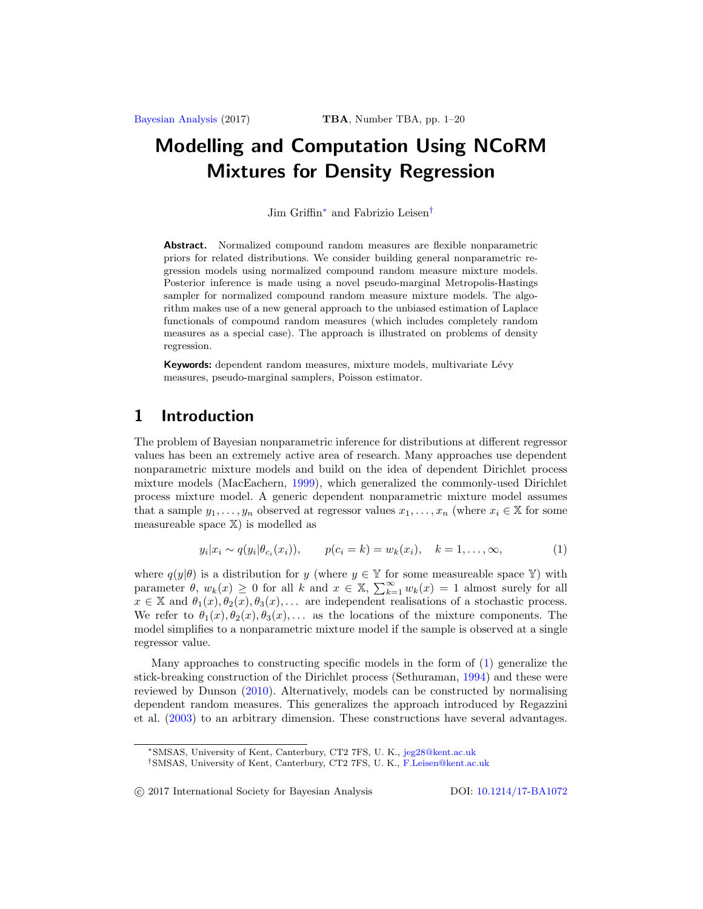# Modelling and Computation Using NCoRM Mixtures for Density Regression

Jim Griffin[*] and Fabrizio Leisen[†]

**Abstract.** Normalized compound random measures are flexible nonparametric priors for related distributions. We consider building general nonparametric regression models using normalized compound random measure mixture models. Posterior inference is made using a novel pseudo-marginal Metropolis-Hastings sampler for normalized compound random measure mixture models. The algorithm makes use of a new general approach to the unbiased estimation of Laplace functionals of compound random measures (which includes completely random measures as a special case). The approach is illustrated on problems of density regression.

**Keywords:** dependent random measures, mixture models, multivariate Lévy measures, pseudo-marginal samplers, Poisson estimator.

## 1 Introduction

The problem of Bayesian nonparametric inference for distributions at different regressor values has been an extremely active area of research. Many approaches use dependent nonparametric mixture models and build on the idea of dependent Dirichlet process mixture models (MacEachern, 1999), which generalized the commonly-used Dirichlet process mixture model. A generic dependent nonparametric mixture model assumes that a sample $y_1, \ldots, y_n$ observed at regressor values $x_1, \ldots, x_n$ (where $x_i \in \mathbb{X}$ for some measureable space $\mathbb{X}$) is modelled as

$$y_i|x_i \sim q(y_i|\theta_{c_i}(x_i)), \qquad p(c_i = k) = w_k(x_i), \quad k = 1, \ldots, \infty, \tag{1}$$

where $q(y|\theta)$ is a distribution for $y$ (where $y \in \mathbb{Y}$ for some measureable space $\mathbb{Y}$) with parameter $\theta$, $w_k(x) \geq 0$ for all $k$ and $x \in \mathbb{X}$, $\sum_{k=1}^{\infty} w_k(x) = 1$ almost surely for all $x \in \mathbb{X}$ and $\theta_1(x), \theta_2(x), \theta_3(x), \ldots$ are independent realisations of a stochastic process. We refer to $\theta_1(x), \theta_2(x), \theta_3(x), \ldots$ as the locations of the mixture components. The model simplifies to a nonparametric mixture model if the sample is observed at a single regressor value.

Many approaches to constructing specific models in the form of (1) generalize the stick-breaking construction of the Dirichlet process (Sethuraman, 1994) and these were reviewed by Dunson (2010). Alternatively, models can be constructed by normalising dependent random measures. This generalizes the approach introduced by Regazzini et al. (2003) to an arbitrary dimension. These constructions have several advantages.

[*] SMSAS, University of Kent, Canterbury, CT2 7FS, U. K., jeg28@kent.ac.uk

[†] SMSAS, University of Kent, Canterbury, CT2 7FS, U. K., F.Leisen@kent.ac.uk

© 2017 International Society for Bayesian Analysis DOI: 10.1214/17-BA1072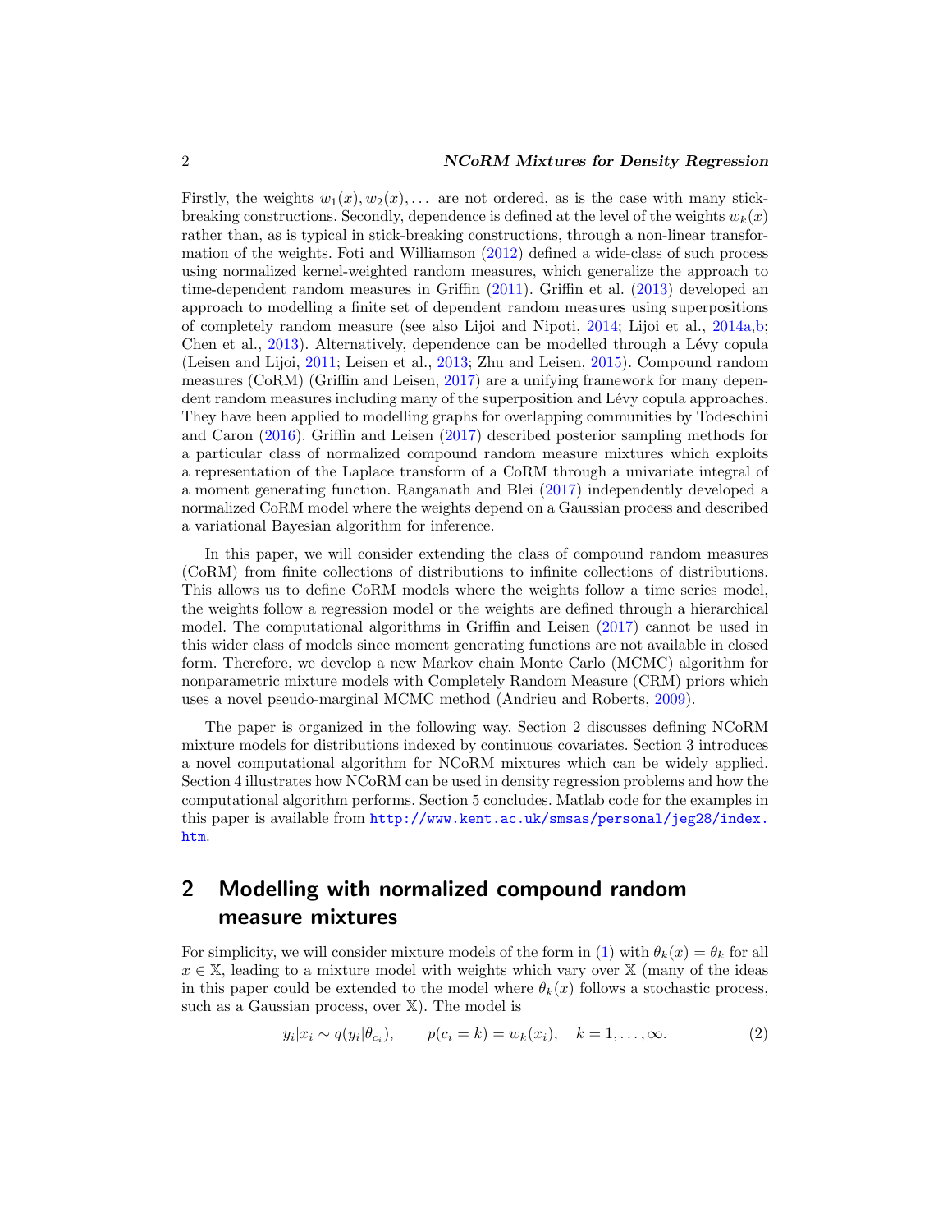Firstly, the weights $w_1(x), w_2(x), \ldots$ are not ordered, as is the case with many stick-breaking constructions. Secondly, dependence is defined at the level of the weights $w_k(x)$ rather than, as is typical in stick-breaking constructions, through a non-linear transformation of the weights. Foti and Williamson (2012) defined a wide-class of such process using normalized kernel-weighted random measures, which generalize the approach to time-dependent random measures in Griffin (2011). Griffin et al. (2013) developed an approach to modelling a finite set of dependent random measures using superpositions of completely random measure (see also Lijoi and Nipoti, 2014; Lijoi et al., 2014a,b; Chen et al., 2013). Alternatively, dependence can be modelled through a Lévy copula (Leisen and Lijoi, 2011; Leisen et al., 2013; Zhu and Leisen, 2015). Compound random measures (CoRM) (Griffin and Leisen, 2017) are a unifying framework for many dependent random measures including many of the superposition and Lévy copula approaches. They have been applied to modelling graphs for overlapping communities by Todeschini and Caron (2016). Griffin and Leisen (2017) described posterior sampling methods for a particular class of normalized compound random measure mixtures which exploits a representation of the Laplace transform of a CoRM through a univariate integral of a moment generating function. Ranganath and Blei (2017) independently developed a normalized CoRM model where the weights depend on a Gaussian process and described a variational Bayesian algorithm for inference.

In this paper, we will consider extending the class of compound random measures (CoRM) from finite collections of distributions to infinite collections of distributions. This allows us to define CoRM models where the weights follow a time series model, the weights follow a regression model or the weights are defined through a hierarchical model. The computational algorithms in Griffin and Leisen (2017) cannot be used in this wider class of models since moment generating functions are not available in closed form. Therefore, we develop a new Markov chain Monte Carlo (MCMC) algorithm for nonparametric mixture models with Completely Random Measure (CRM) priors which uses a novel pseudo-marginal MCMC method (Andrieu and Roberts, 2009).

The paper is organized in the following way. Section 2 discusses defining NCoRM mixture models for distributions indexed by continuous covariates. Section 3 introduces a novel computational algorithm for NCoRM mixtures which can be widely applied. Section 4 illustrates how NCoRM can be used in density regression problems and how the computational algorithm performs. Section 5 concludes. Matlab code for the examples in this paper is available from http://www.kent.ac.uk/smsas/personal/jeg28/index.htm.

## 2 Modelling with normalized compound random measure mixtures

For simplicity, we will consider mixture models of the form in (1) with $\theta_k(x) = \theta_k$ for all $x \in \mathbb{X}$, leading to a mixture model with weights which vary over $\mathbb{X}$ (many of the ideas in this paper could be extended to the model where $\theta_k(x)$ follows a stochastic process, such as a Gaussian process, over $\mathbb{X}$). The model is

$$y_i|x_i \sim q(y_i|\theta_{c_i}), \qquad p(c_i = k) = w_k(x_i), \quad k = 1, \ldots, \infty. \tag{2}$$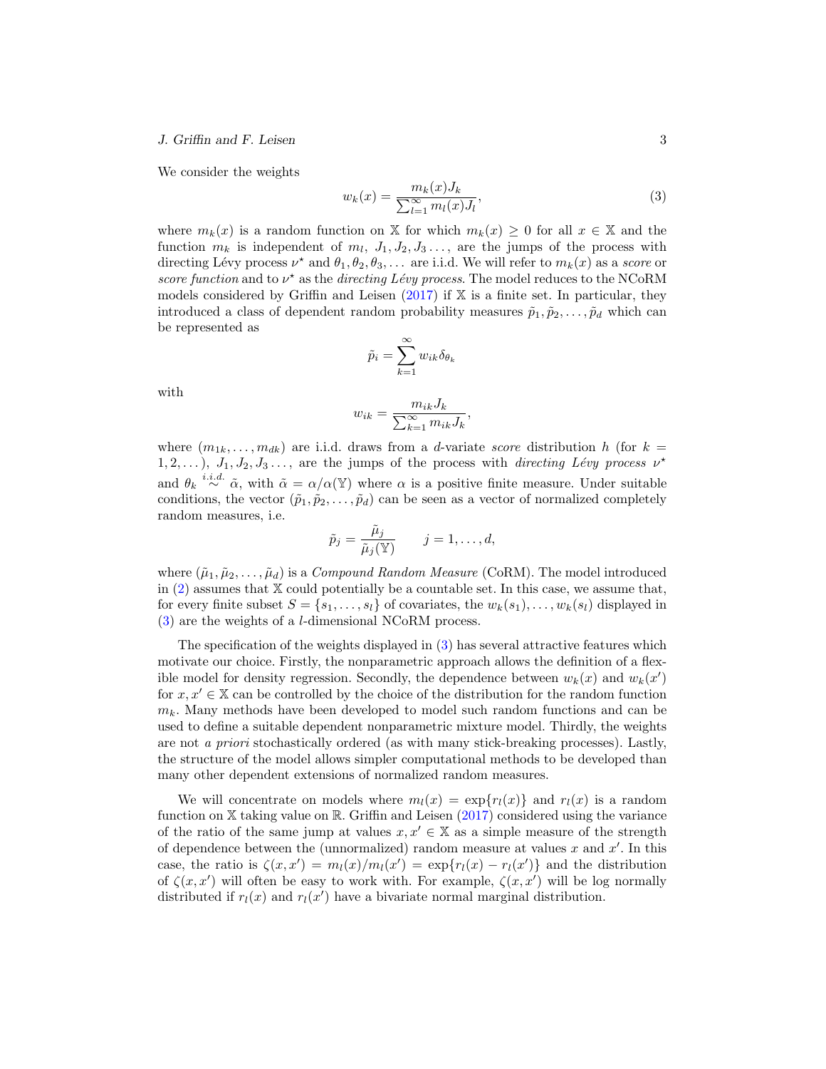We consider the weights

$$w_k(x) = \frac{m_k(x) J_k}{\sum_{l=1}^{\infty} m_l(x) J_l}, \tag{3}$$

where $m_k(x)$ is a random function on $\mathbb{X}$ for which $m_k(x) \geq 0$ for all $x \in \mathbb{X}$ and the function $m_k$ is independent of $m_l$, $J_1, J_2, J_3 \ldots$, are the jumps of the process with directing Lévy process $\nu^\star$ and $\theta_1, \theta_2, \theta_3, \ldots$ are i.i.d. We will refer to $m_k(x)$ as a *score* or *score function* and to $\nu^\star$ as the *directing Lévy process*. The model reduces to the NCoRM models considered by Griffin and Leisen (2017) if $\mathbb{X}$ is a finite set. In particular, they introduced a class of dependent random probability measures $\tilde{p}_1, \tilde{p}_2, \ldots, \tilde{p}_d$ which can be represented as

$$\tilde{p}_i = \sum_{k=1}^{\infty} w_{ik} \delta_{\theta_k}$$

with

$$w_{ik} = \frac{m_{ik} J_k}{\sum_{k=1}^{\infty} m_{ik} J_k},$$

where $(m_{1k}, \ldots, m_{dk})$ are i.i.d. draws from a $d$-variate *score* distribution $h$ (for $k = 1, 2, \ldots$), $J_1, J_2, J_3 \ldots$, are the jumps of the process with *directing Lévy process* $\nu^\star$ and $\theta_k \overset{i.i.d.}{\sim} \tilde{\alpha}$, with $\tilde{\alpha} = \alpha / \alpha(\mathbb{Y})$ where $\alpha$ is a positive finite measure. Under suitable conditions, the vector $(\tilde{p}_1, \tilde{p}_2, \ldots, \tilde{p}_d)$ can be seen as a vector of normalized completely random measures, i.e.

$$\tilde{p}_j = \frac{\tilde{\mu}_j}{\tilde{\mu}_j(\mathbb{Y})} \qquad j = 1, \ldots, d,$$

where $(\tilde{\mu}_1, \tilde{\mu}_2, \ldots, \tilde{\mu}_d)$ is a *Compound Random Measure* (CoRM). The model introduced in (2) assumes that $\mathbb{X}$ could potentially be a countable set. In this case, we assume that, for every finite subset $S = \{s_1, \ldots, s_l\}$ of covariates, the $w_k(s_1), \ldots, w_k(s_l)$ displayed in (3) are the weights of a $l$-dimensional NCoRM process.

The specification of the weights displayed in (3) has several attractive features which motivate our choice. Firstly, the nonparametric approach allows the definition of a flexible model for density regression. Secondly, the dependence between $w_k(x)$ and $w_k(x')$ for $x, x' \in \mathbb{X}$ can be controlled by the choice of the distribution for the random function $m_k$. Many methods have been developed to model such random functions and can be used to define a suitable dependent nonparametric mixture model. Thirdly, the weights are not *a priori* stochastically ordered (as with many stick-breaking processes). Lastly, the structure of the model allows simpler computational methods to be developed than many other dependent extensions of normalized random measures.

We will concentrate on models where $m_l(x) = \exp\{r_l(x)\}$ and $r_l(x)$ is a random function on $\mathbb{X}$ taking value on $\mathbb{R}$. Griffin and Leisen (2017) considered using the variance of the ratio of the same jump at values $x, x' \in \mathbb{X}$ as a simple measure of the strength of dependence between the (unnormalized) random measure at values $x$ and $x'$. In this case, the ratio is $\zeta(x, x') = m_l(x)/m_l(x') = \exp\{r_l(x) - r_l(x')\}$ and the distribution of $\zeta(x, x')$ will often be easy to work with. For example, $\zeta(x, x')$ will be log normally distributed if $r_l(x)$ and $r_l(x')$ have a bivariate normal marginal distribution.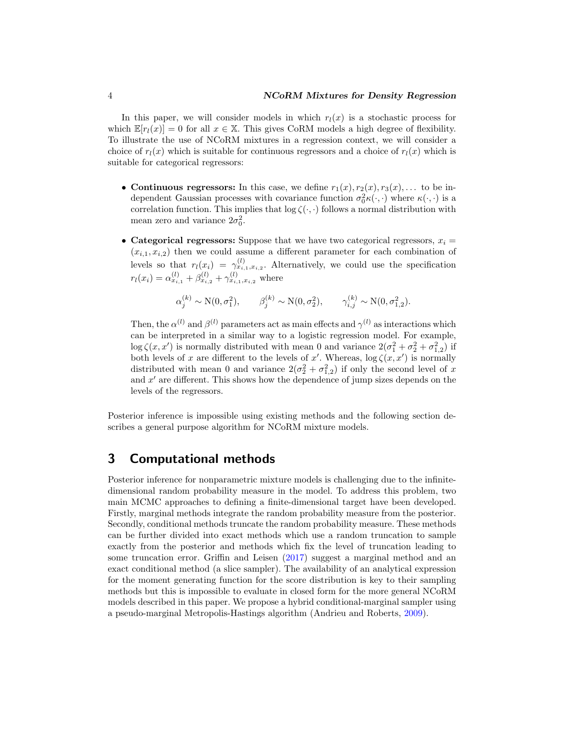In this paper, we will consider models in which $r_l(x)$ is a stochastic process for which $\mathbb{E}[r_l(x)] = 0$ for all $x \in \mathbb{X}$. This gives CoRM models a high degree of flexibility. To illustrate the use of NCoRM mixtures in a regression context, we will consider a choice of $r_l(x)$ which is suitable for continuous regressors and a choice of $r_l(x)$ which is suitable for categorical regressors:

- **Continuous regressors:** In this case, we define $r_1(x), r_2(x), r_3(x), \ldots$ to be independent Gaussian processes with covariance function $\sigma_0^2 \kappa(\cdot, \cdot)$ where $\kappa(\cdot, \cdot)$ is a correlation function. This implies that $\log \zeta(\cdot, \cdot)$ follows a normal distribution with mean zero and variance $2\sigma_0^2$.

- **Categorical regressors:** Suppose that we have two categorical regressors, $x_i = (x_{i,1}, x_{i,2})$ then we could assume a different parameter for each combination of levels so that $r_l(x_i) = \gamma^{(l)}_{x_{i,1}, x_{i,2}}$. Alternatively, we could use the specification $r_l(x_i) = \alpha^{(l)}_{x_{i,1}} + \beta^{(l)}_{x_{i,2}} + \gamma^{(l)}_{x_{i,1}, x_{i,2}}$ where

$$\alpha_j^{(k)} \sim \mathrm{N}(0, \sigma_1^2), \qquad \beta_j^{(k)} \sim \mathrm{N}(0, \sigma_2^2), \qquad \gamma_{i,j}^{(k)} \sim \mathrm{N}(0, \sigma_{1,2}^2).$$

  Then, the $\alpha^{(l)}$ and $\beta^{(l)}$ parameters act as main effects and $\gamma^{(l)}$ as interactions which can be interpreted in a similar way to a logistic regression model. For example, $\log \zeta(x, x')$ is normally distributed with mean 0 and variance $2(\sigma_1^2 + \sigma_2^2 + \sigma_{1,2}^2)$ if both levels of $x$ are different to the levels of $x'$. Whereas, $\log \zeta(x, x')$ is normally distributed with mean 0 and variance $2(\sigma_2^2 + \sigma_{1,2}^2)$ if only the second level of $x$ and $x'$ are different. This shows how the dependence of jump sizes depends on the levels of the regressors.

Posterior inference is impossible using existing methods and the following section describes a general purpose algorithm for NCoRM mixture models.

## 3 Computational methods

Posterior inference for nonparametric mixture models is challenging due to the infinite-dimensional random probability measure in the model. To address this problem, two main MCMC approaches to defining a finite-dimensional target have been developed. Firstly, marginal methods integrate the random probability measure from the posterior. Secondly, conditional methods truncate the random probability measure. These methods can be further divided into exact methods which use a random truncation to sample exactly from the posterior and methods which fix the level of truncation leading to some truncation error. Griffin and Leisen (2017) suggest a marginal method and an exact conditional method (a slice sampler). The availability of an analytical expression for the moment generating function for the score distribution is key to their sampling methods but this is impossible to evaluate in closed form for the more general NCoRM models described in this paper. We propose a hybrid conditional-marginal sampler using a pseudo-marginal Metropolis-Hastings algorithm (Andrieu and Roberts, 2009).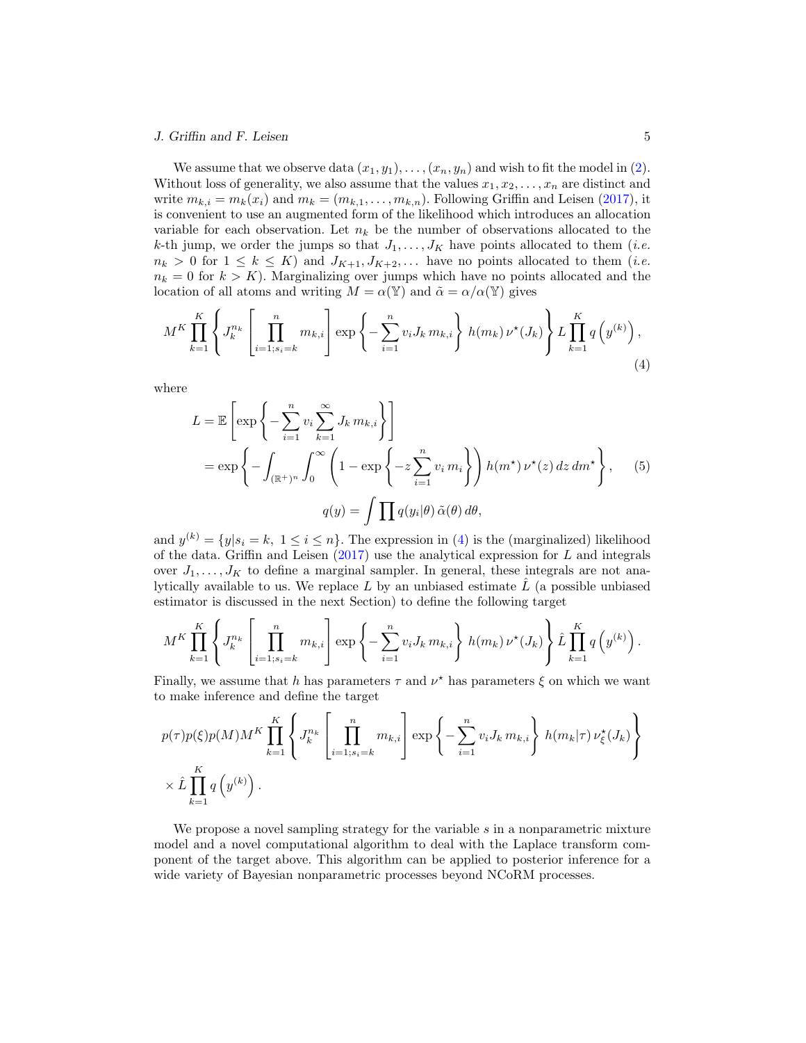We assume that we observe data $(x_1, y_1), \ldots, (x_n, y_n)$ and wish to fit the model in (2). Without loss of generality, we also assume that the values $x_1, x_2, \ldots, x_n$ are distinct and write $m_{k,i} = m_k(x_i)$ and $m_k = (m_{k,1}, \ldots, m_{k,n})$. Following Griffin and Leisen (2017), it is convenient to use an augmented form of the likelihood which introduces an allocation variable for each observation. Let $n_k$ be the number of observations allocated to the $k$-th jump, we order the jumps so that $J_1, \ldots, J_K$ have points allocated to them (*i.e.* $n_k > 0$ for $1 \leq k \leq K$) and $J_{K+1}, J_{K+2}, \ldots$ have no points allocated to them (*i.e.* $n_k = 0$ for $k > K$). Marginalizing over jumps which have no points allocated and the location of all atoms and writing $M = \alpha(\mathbb{Y})$ and $\tilde{\alpha} = \alpha/\alpha(\mathbb{Y})$ gives

$$M^K \prod_{k=1}^{K} \left\{ J_k^{n_k} \left[ \prod_{i=1; s_i = k}^{n} m_{k,i} \right] \exp\left\{ -\sum_{i=1}^{n} v_i J_k \, m_{k,i} \right\} h(m_k) \, \nu^\star(J_k) \right\} L \prod_{k=1}^{K} q\left(y^{(k)}\right), \tag{4}$$

where

$$\begin{aligned} L &= \mathbb{E}\left[ \exp\left\{ -\sum_{i=1}^{n} v_i \sum_{k=1}^{\infty} J_k \, m_{k,i} \right\} \right] \\ &= \exp\left\{ -\int_{(\mathbb{R}^+)^n} \int_0^\infty \left( 1 - \exp\left\{ -z \sum_{i=1}^{n} v_i \, m_i \right\} \right) h(m^\star) \, \nu^\star(z) \, dz \, dm^\star \right\}, \qquad (5) \\ q(y) &= \int \prod q(y_i|\theta) \, \tilde{\alpha}(\theta) \, d\theta, \end{aligned}$$

and $y^{(k)} = \{y | s_i = k, \ 1 \leq i \leq n\}$. The expression in (4) is the (marginalized) likelihood of the data. Griffin and Leisen (2017) use the analytical expression for $L$ and integrals over $J_1, \ldots, J_K$ to define a marginal sampler. In general, these integrals are not analytically available to us. We replace $L$ by an unbiased estimate $\hat{L}$ (a possible unbiased estimator is discussed in the next Section) to define the following target

$$M^K \prod_{k=1}^{K} \left\{ J_k^{n_k} \left[ \prod_{i=1; s_i = k}^{n} m_{k,i} \right] \exp\left\{ -\sum_{i=1}^{n} v_i J_k \, m_{k,i} \right\} h(m_k) \, \nu^\star(J_k) \right\} \hat{L} \prod_{k=1}^{K} q\left(y^{(k)}\right).$$

Finally, we assume that $h$ has parameters $\tau$ and $\nu^\star$ has parameters $\xi$ on which we want to make inference and define the target

$$\begin{aligned} &p(\tau) p(\xi) p(M) M^K \prod_{k=1}^{K} \left\{ J_k^{n_k} \left[ \prod_{i=1; s_i = k}^{n} m_{k,i} \right] \exp\left\{ -\sum_{i=1}^{n} v_i J_k \, m_{k,i} \right\} h(m_k | \tau) \, \nu_\xi^\star(J_k) \right\} \\ &\times \hat{L} \prod_{k=1}^{K} q\left(y^{(k)}\right). \end{aligned}$$

We propose a novel sampling strategy for the variable $s$ in a nonparametric mixture model and a novel computational algorithm to deal with the Laplace transform component of the target above. This algorithm can be applied to posterior inference for a wide variety of Bayesian nonparametric processes beyond NCoRM processes.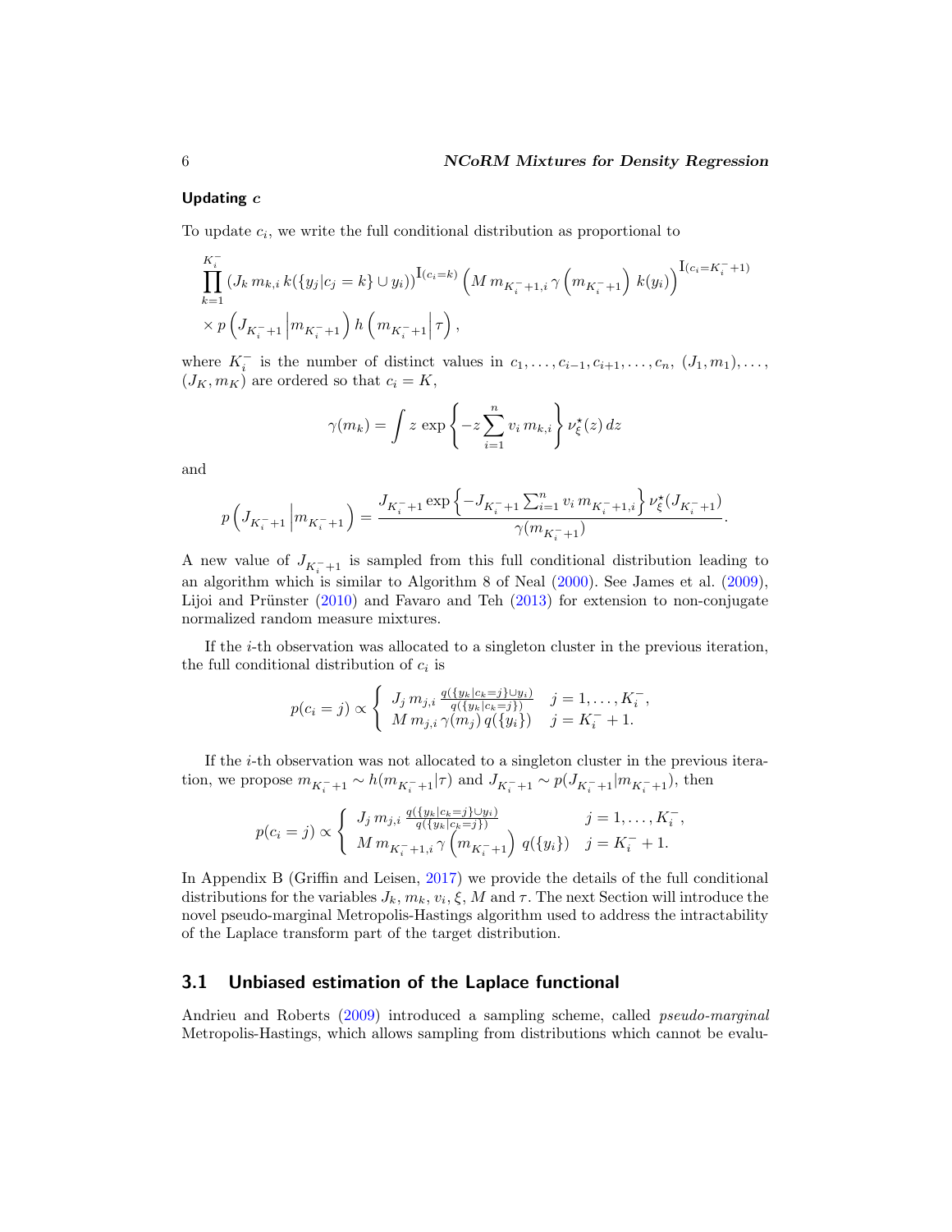#### Updating $c$

To update $c_i$, we write the full conditional distribution as proportional to

$$\prod_{k=1}^{K_i^-} \left(J_k\, m_{k,i}\, k(\{y_j | c_j = k\} \cup y_i)\right)^{\mathrm{I}(c_i=k)} \left(M\, m_{K_i^-+1,i}\, \gamma\left(m_{K_i^-+1}\right)\, k(y_i)\right)^{\mathrm{I}(c_i=K_i^-+1)}$$
$$\times\, p\left(J_{K_i^-+1} \middle| m_{K_i^-+1}\right) h\left(m_{K_i^-+1} \middle| \tau\right),$$

where $K_i^-$ is the number of distinct values in $c_1, \ldots, c_{i-1}, c_{i+1}, \ldots, c_n$, $(J_1, m_1), \ldots, (J_K, m_K)$ are ordered so that $c_i = K$,

$$\gamma(m_k) = \int z\, \exp\left\{-z \sum_{i=1}^{n} v_i\, m_{k,i}\right\} \nu_\xi^\star(z)\, dz$$

and

$$p\left(J_{K_i^-+1} \middle| m_{K_i^-+1}\right) = \frac{J_{K_i^-+1} \exp\left\{-J_{K_i^-+1} \sum_{i=1}^{n} v_i\, m_{K_i^-+1,i}\right\} \nu_\xi^\star(J_{K_i^-+1})}{\gamma(m_{K_i^-+1})}.$$

A new value of $J_{K_i^-+1}$ is sampled from this full conditional distribution leading to an algorithm which is similar to Algorithm 8 of Neal (2000). See James et al. (2009), Lijoi and Prünster (2010) and Favaro and Teh (2013) for extension to non-conjugate normalized random measure mixtures.

If the $i$-th observation was allocated to a singleton cluster in the previous iteration, the full conditional distribution of $c_i$ is

$$p(c_i = j) \propto \begin{cases} J_j\, m_{j,i}\, \frac{q(\{y_k | c_k = j\} \cup y_i)}{q(\{y_k | c_k = j\})} & j = 1, \ldots, K_i^-, \\ M\, m_{j,i}\, \gamma(m_j)\, q(\{y_i\}) & j = K_i^- + 1. \end{cases}$$

If the $i$-th observation was not allocated to a singleton cluster in the previous iteration, we propose $m_{K_i^-+1} \sim h(m_{K_i^-+1}|\tau)$ and $J_{K_i^-+1} \sim p(J_{K_i^-+1}|m_{K_i^-+1})$, then

$$p(c_i = j) \propto \begin{cases} J_j\, m_{j,i}\, \frac{q(\{y_k | c_k = j\} \cup y_i)}{q(\{y_k | c_k = j\})} & j = 1, \ldots, K_i^-, \\ M\, m_{K_i^-+1,i}\, \gamma\left(m_{K_i^-+1}\right)\, q(\{y_i\}) & j = K_i^- + 1. \end{cases}$$

In Appendix B (Griffin and Leisen, 2017) we provide the details of the full conditional distributions for the variables $J_k$, $m_k$, $v_i$, $\xi$, $M$ and $\tau$. The next Section will introduce the novel pseudo-marginal Metropolis-Hastings algorithm used to address the intractability of the Laplace transform part of the target distribution.

## 3.1 Unbiased estimation of the Laplace functional

Andrieu and Roberts (2009) introduced a sampling scheme, called *pseudo-marginal* Metropolis-Hastings, which allows sampling from distributions which cannot be evalu-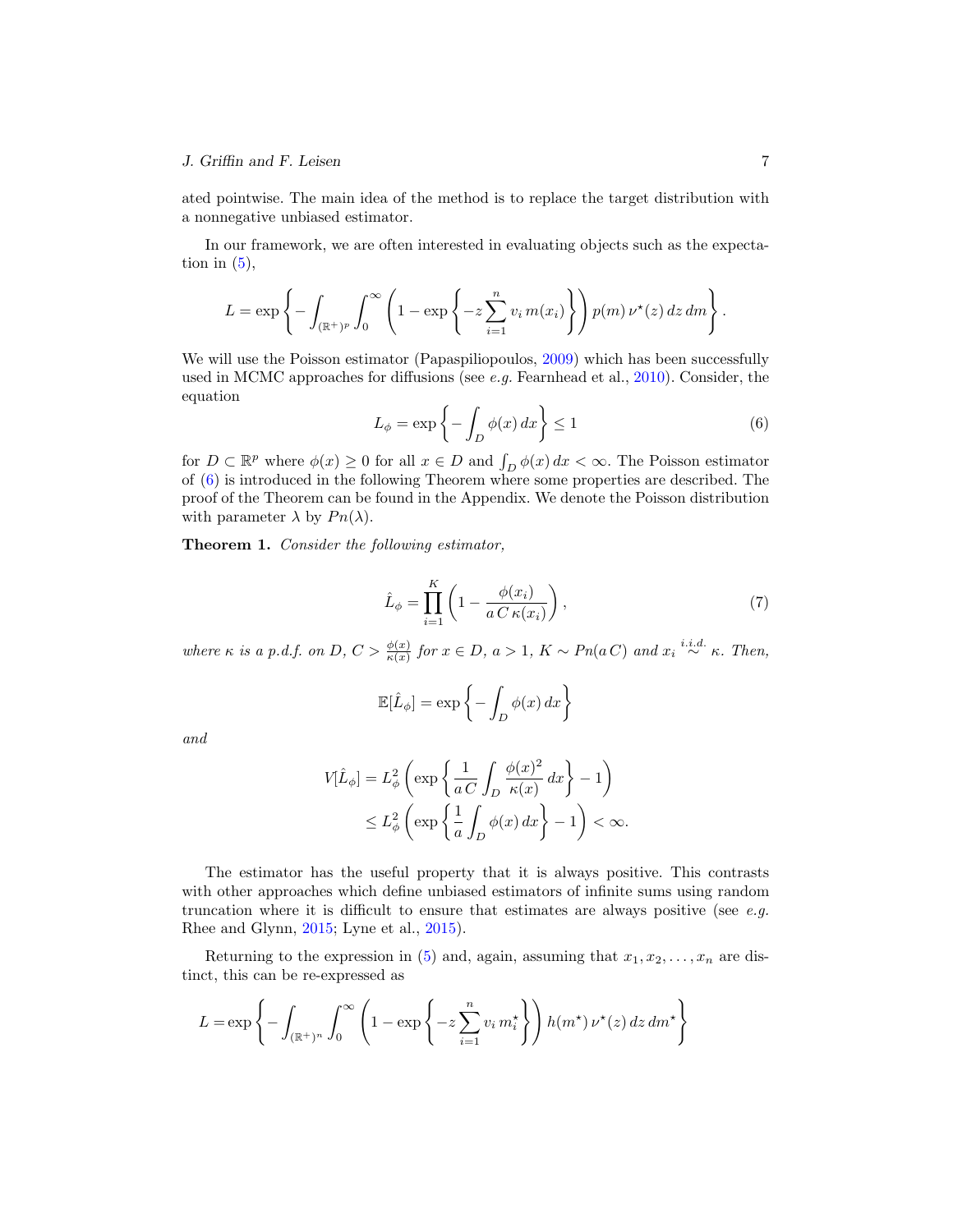ated pointwise. The main idea of the method is to replace the target distribution with a nonnegative unbiased estimator.

In our framework, we are often interested in evaluating objects such as the expectation in (5),

$$L = \exp\left\{-\int_{(\mathbb{R}^+)^p}\int_0^\infty \left(1-\exp\left\{-z\sum_{i=1}^n v_i\, m(x_i)\right\}\right) p(m)\,\nu^\star(z)\,dz\,dm\right\}.$$

We will use the Poisson estimator (Papaspiliopoulos, 2009) which has been successfully used in MCMC approaches for diffusions (see *e.g.* Fearnhead et al., 2010). Consider, the equation

$$L_\phi = \exp\left\{-\int_D \phi(x)\,dx\right\} \le 1 \tag{6}$$

for $D \subset \mathbb{R}^p$ where $\phi(x) \ge 0$ for all $x \in D$ and $\int_D \phi(x)\,dx < \infty$. The Poisson estimator of (6) is introduced in the following Theorem where some properties are described. The proof of the Theorem can be found in the Appendix. We denote the Poisson distribution with parameter $\lambda$ by $Pn(\lambda)$.

**Theorem 1.** *Consider the following estimator,*

$$\hat{L}_\phi = \prod_{i=1}^K \left(1 - \frac{\phi(x_i)}{a\,C\,\kappa(x_i)}\right), \tag{7}$$

*where $\kappa$ is a p.d.f. on $D$, $C > \frac{\phi(x)}{\kappa(x)}$ for $x \in D$, $a > 1$, $K \sim Pn(a\,C)$ and $x_i \stackrel{i.i.d.}{\sim} \kappa$. Then,*

$$\mathbb{E}[\hat{L}_\phi] = \exp\left\{-\int_D \phi(x)\,dx\right\}$$

*and*

$$V[\hat{L}_\phi] = L_\phi^2\left(\exp\left\{\frac{1}{a\,C}\int_D \frac{\phi(x)^2}{\kappa(x)}\,dx\right\} - 1\right)$$
$$\le L_\phi^2\left(\exp\left\{\frac{1}{a}\int_D \phi(x)\,dx\right\} - 1\right) < \infty.$$

The estimator has the useful property that it is always positive. This contrasts with other approaches which define unbiased estimators of infinite sums using random truncation where it is difficult to ensure that estimates are always positive (see *e.g.* Rhee and Glynn, 2015; Lyne et al., 2015).

Returning to the expression in (5) and, again, assuming that $x_1, x_2, \dots, x_n$ are distinct, this can be re-expressed as

$$L = \exp\left\{-\int_{(\mathbb{R}^+)^n}\int_0^\infty \left(1-\exp\left\{-z\sum_{i=1}^n v_i\, m_i^\star\right\}\right) h(m^\star)\,\nu^\star(z)\,dz\,dm^\star\right\}$$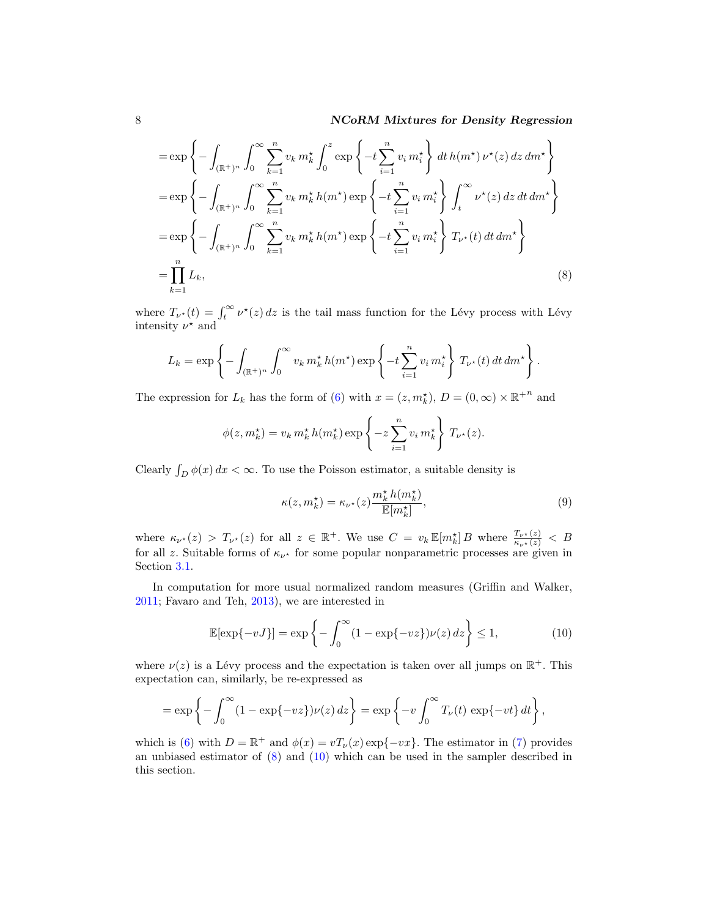$$
\begin{aligned}
&= \exp\left\{ -\int_{(\mathbb{R}^+)^n} \int_0^\infty \sum_{k=1}^n v_k\, m_k^\star \int_0^z \exp\left\{ -t \sum_{i=1}^n v_i\, m_i^\star \right\} dt\, h(m^\star)\, \nu^\star(z)\, dz\, dm^\star \right\} \\
&= \exp\left\{ -\int_{(\mathbb{R}^+)^n} \int_0^\infty \sum_{k=1}^n v_k\, m_k^\star\, h(m^\star) \exp\left\{ -t \sum_{i=1}^n v_i\, m_i^\star \right\} \int_t^\infty \nu^\star(z)\, dz\, dt\, dm^\star \right\} \\
&= \exp\left\{ -\int_{(\mathbb{R}^+)^n} \int_0^\infty \sum_{k=1}^n v_k\, m_k^\star\, h(m^\star) \exp\left\{ -t \sum_{i=1}^n v_i\, m_i^\star \right\} T_{\nu^\star}(t)\, dt\, dm^\star \right\} \\
&= \prod_{k=1}^n L_k, \qquad (8)
\end{aligned}
$$

where $T_{\nu^\star}(t) = \int_t^\infty \nu^\star(z)\, dz$ is the tail mass function for the Lévy process with Lévy intensity $\nu^\star$ and

$$
L_k = \exp\left\{ -\int_{(\mathbb{R}^+)^n} \int_0^\infty v_k\, m_k^\star\, h(m^\star) \exp\left\{ -t \sum_{i=1}^n v_i\, m_i^\star \right\} T_{\nu^\star}(t)\, dt\, dm^\star \right\}.
$$

The expression for $L_k$ has the form of (6) with $x = (z, m_k^\star)$, $D = (0, \infty) \times {\mathbb{R}^+}^n$ and

$$
\phi(z, m_k^\star) = v_k\, m_k^\star\, h(m_k^\star) \exp\left\{ -z \sum_{i=1}^n v_i\, m_k^\star \right\} T_{\nu^\star}(z).
$$

Clearly $\int_D \phi(x)\, dx < \infty$. To use the Poisson estimator, a suitable density is

$$
\kappa(z, m_k^\star) = \kappa_{\nu^\star}(z) \frac{m_k^\star\, h(m_k^\star)}{\mathbb{E}[m_k^\star]}, \qquad (9)
$$

where $\kappa_{\nu^\star}(z) > T_{\nu^\star}(z)$ for all $z \in \mathbb{R}^+$. We use $C = v_k\, \mathbb{E}[m_k^\star]\, B$ where $\frac{T_{\nu^\star}(z)}{\kappa_{\nu^\star}(z)} < B$ for all $z$. Suitable forms of $\kappa_{\nu^\star}$ for some popular nonparametric processes are given in Section 3.1.

In computation for more usual normalized random measures (Griffin and Walker, 2011; Favaro and Teh, 2013), we are interested in

$$
\mathbb{E}[\exp\{-vJ\}] = \exp\left\{ -\int_0^\infty (1 - \exp\{-vz\}) \nu(z)\, dz \right\} \le 1, \qquad (10)
$$

where $\nu(z)$ is a Lévy process and the expectation is taken over all jumps on $\mathbb{R}^+$. This expectation can, similarly, be re-expressed as

$$
= \exp\left\{ -\int_0^\infty (1 - \exp\{-vz\}) \nu(z)\, dz \right\} = \exp\left\{ -v \int_0^\infty T_\nu(t)\, \exp\{-vt\}\, dt \right\},
$$

which is (6) with $D = \mathbb{R}^+$ and $\phi(x) = v T_\nu(x) \exp\{-vx\}$. The estimator in (7) provides an unbiased estimator of (8) and (10) which can be used in the sampler described in this section.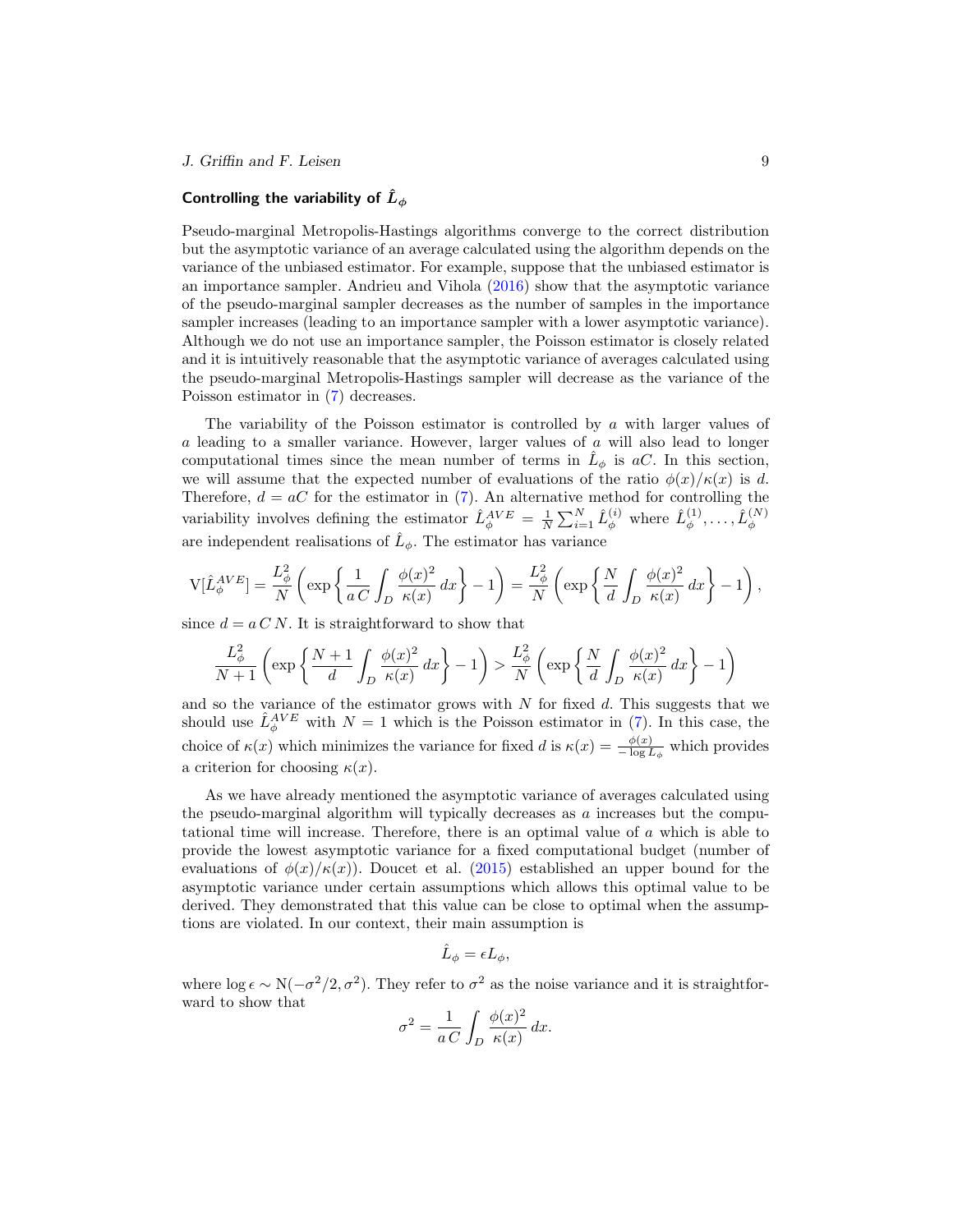### Controlling the variability of $\hat{L}_\phi$

Pseudo-marginal Metropolis-Hastings algorithms converge to the correct distribution but the asymptotic variance of an average calculated using the algorithm depends on the variance of the unbiased estimator. For example, suppose that the unbiased estimator is an importance sampler. Andrieu and Vihola (2016) show that the asymptotic variance of the pseudo-marginal sampler decreases as the number of samples in the importance sampler increases (leading to an importance sampler with a lower asymptotic variance). Although we do not use an importance sampler, the Poisson estimator is closely related and it is intuitively reasonable that the asymptotic variance of averages calculated using the pseudo-marginal Metropolis-Hastings sampler will decrease as the variance of the Poisson estimator in (7) decreases.

The variability of the Poisson estimator is controlled by $a$ with larger values of $a$ leading to a smaller variance. However, larger values of $a$ will also lead to longer computational times since the mean number of terms in $\hat{L}_\phi$ is $aC$. In this section, we will assume that the expected number of evaluations of the ratio $\phi(x)/\kappa(x)$ is $d$. Therefore, $d = aC$ for the estimator in (7). An alternative method for controlling the variability involves defining the estimator $\hat{L}_\phi^{AVE} = \frac{1}{N}\sum_{i=1}^N \hat{L}_\phi^{(i)}$ where $\hat{L}_\phi^{(1)}, \ldots, \hat{L}_\phi^{(N)}$ are independent realisations of $\hat{L}_\phi$. The estimator has variance

$$\mathrm{V}[\hat{L}_\phi^{AVE}] = \frac{L_\phi^2}{N}\left(\exp\left\{\frac{1}{a\,C}\int_D \frac{\phi(x)^2}{\kappa(x)}\,dx\right\} - 1\right) = \frac{L_\phi^2}{N}\left(\exp\left\{\frac{N}{d}\int_D \frac{\phi(x)^2}{\kappa(x)}\,dx\right\} - 1\right),$$

since $d = a\,C\,N$. It is straightforward to show that

$$\frac{L_\phi^2}{N+1}\left(\exp\left\{\frac{N+1}{d}\int_D \frac{\phi(x)^2}{\kappa(x)}\,dx\right\} - 1\right) > \frac{L_\phi^2}{N}\left(\exp\left\{\frac{N}{d}\int_D \frac{\phi(x)^2}{\kappa(x)}\,dx\right\} - 1\right)$$

and so the variance of the estimator grows with $N$ for fixed $d$. This suggests that we should use $\hat{L}_\phi^{AVE}$ with $N = 1$ which is the Poisson estimator in (7). In this case, the choice of $\kappa(x)$ which minimizes the variance for fixed $d$ is $\kappa(x) = \frac{\phi(x)}{-\log L_\phi}$ which provides a criterion for choosing $\kappa(x)$.

As we have already mentioned the asymptotic variance of averages calculated using the pseudo-marginal algorithm will typically decreases as $a$ increases but the computational time will increase. Therefore, there is an optimal value of $a$ which is able to provide the lowest asymptotic variance for a fixed computational budget (number of evaluations of $\phi(x)/\kappa(x)$). Doucet et al. (2015) established an upper bound for the asymptotic variance under certain assumptions which allows this optimal value to be derived. They demonstrated that this value can be close to optimal when the assumptions are violated. In our context, their main assumption is

$$\hat{L}_\phi = \epsilon L_\phi,$$

where $\log \epsilon \sim \mathrm{N}(-\sigma^2/2, \sigma^2)$. They refer to $\sigma^2$ as the noise variance and it is straightforward to show that

$$\sigma^2 = \frac{1}{a\,C}\int_D \frac{\phi(x)^2}{\kappa(x)}\,dx.$$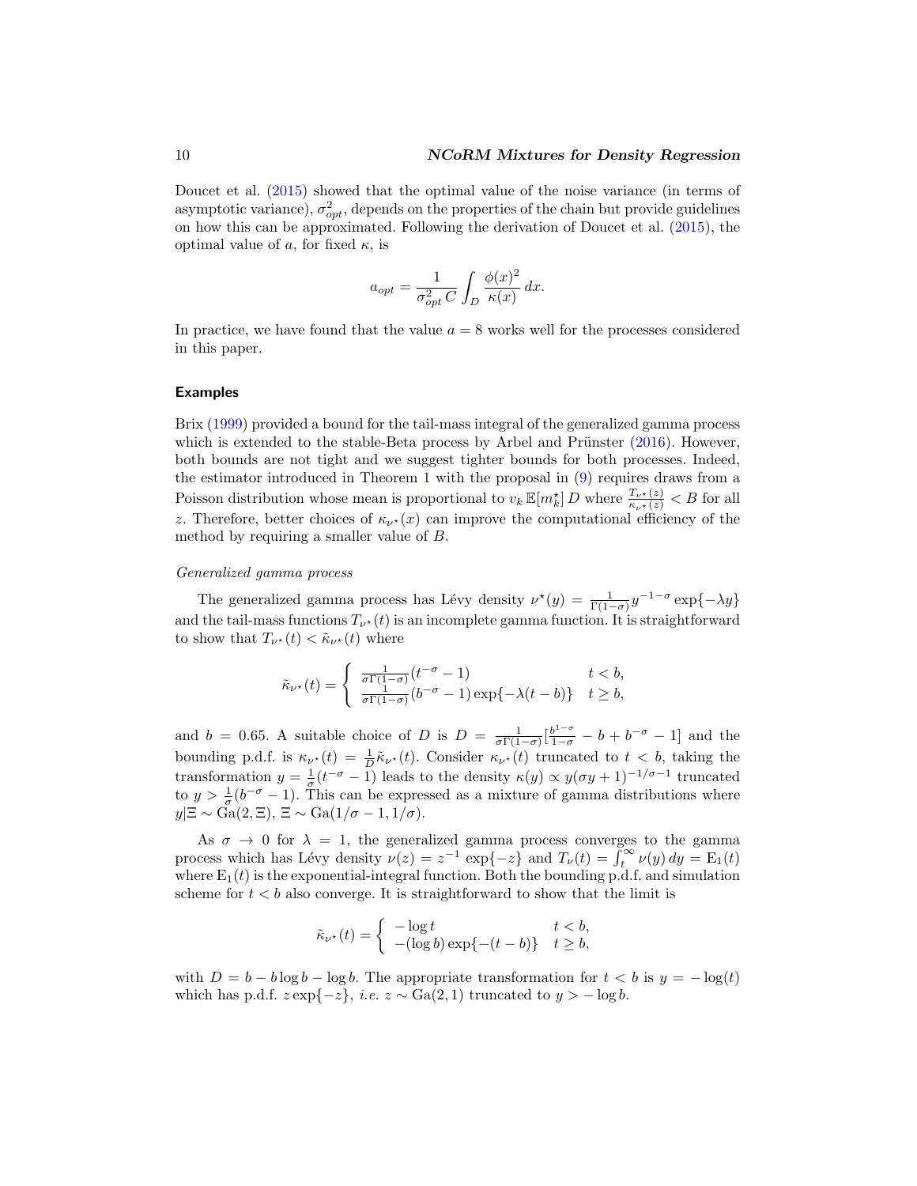Doucet et al. (2015) showed that the optimal value of the noise variance (in terms of asymptotic variance), $\sigma^2_{opt}$, depends on the properties of the chain but provide guidelines on how this can be approximated. Following the derivation of Doucet et al. (2015), the optimal value of $a$, for fixed $\kappa$, is

$$a_{opt} = \frac{1}{\sigma^2_{opt}\, C} \int_D \frac{\phi(x)^2}{\kappa(x)}\, dx.$$

In practice, we have found that the value $a = 8$ works well for the processes considered in this paper.

### Examples

Brix (1999) provided a bound for the tail-mass integral of the generalized gamma process which is extended to the stable-Beta process by Arbel and Prünster (2016). However, both bounds are not tight and we suggest tighter bounds for both processes. Indeed, the estimator introduced in Theorem 1 with the proposal in (9) requires draws from a Poisson distribution whose mean is proportional to $v_k\, \mathbb{E}[m_k^\star]\, D$ where $\frac{T_{\nu^\star}(z)}{\kappa_{\nu^\star}(z)} < B$ for all $z$. Therefore, better choices of $\kappa_{\nu^\star}(x)$ can improve the computational efficiency of the method by requiring a smaller value of $B$.

*Generalized gamma process*

The generalized gamma process has Lévy density $\nu^\star(y) = \frac{1}{\Gamma(1-\sigma)} y^{-1-\sigma} \exp\{-\lambda y\}$ and the tail-mass functions $T_{\nu^\star}(t)$ is an incomplete gamma function. It is straightforward to show that $T_{\nu^\star}(t) < \tilde{\kappa}_{\nu^\star}(t)$ where

$$\tilde{\kappa}_{\nu^\star}(t) = \begin{cases} \frac{1}{\sigma\Gamma(1-\sigma)}(t^{-\sigma} - 1) & t < b, \\ \frac{1}{\sigma\Gamma(1-\sigma)}(b^{-\sigma} - 1)\exp\{-\lambda(t-b)\} & t \geq b, \end{cases}$$

and $b = 0.65$. A suitable choice of $D$ is $D = \frac{1}{\sigma\Gamma(1-\sigma)}[\frac{b^{1-\sigma}}{1-\sigma} - b + b^{-\sigma} - 1]$ and the bounding p.d.f. is $\kappa_{\nu^\star}(t) = \frac{1}{D}\tilde{\kappa}_{\nu^\star}(t)$. Consider $\kappa_{\nu^\star}(t)$ truncated to $t < b$, taking the transformation $y = \frac{1}{\sigma}(t^{-\sigma} - 1)$ leads to the density $\kappa(y) \propto y(\sigma y + 1)^{-1/\sigma - 1}$ truncated to $y > \frac{1}{\sigma}(b^{-\sigma} - 1)$. This can be expressed as a mixture of gamma distributions where $y|\Xi \sim \mathrm{Ga}(2, \Xi)$, $\Xi \sim \mathrm{Ga}(1/\sigma - 1, 1/\sigma)$.

As $\sigma \to 0$ for $\lambda = 1$, the generalized gamma process converges to the gamma process which has Lévy density $\nu(z) = z^{-1}\exp\{-z\}$ and $T_\nu(t) = \int_t^\infty \nu(y)\, dy = \mathrm{E}_1(t)$ where $\mathrm{E}_1(t)$ is the exponential-integral function. Both the bounding p.d.f. and simulation scheme for $t < b$ also converge. It is straightforward to show that the limit is

$$\tilde{\kappa}_{\nu^\star}(t) = \begin{cases} -\log t & t < b, \\ -(\log b)\exp\{-(t-b)\} & t \geq b, \end{cases}$$

with $D = b - b\log b - \log b$. The appropriate transformation for $t < b$ is $y = -\log(t)$ which has p.d.f. $z\exp\{-z\}$, *i.e.* $z \sim \mathrm{Ga}(2, 1)$ truncated to $y > -\log b$.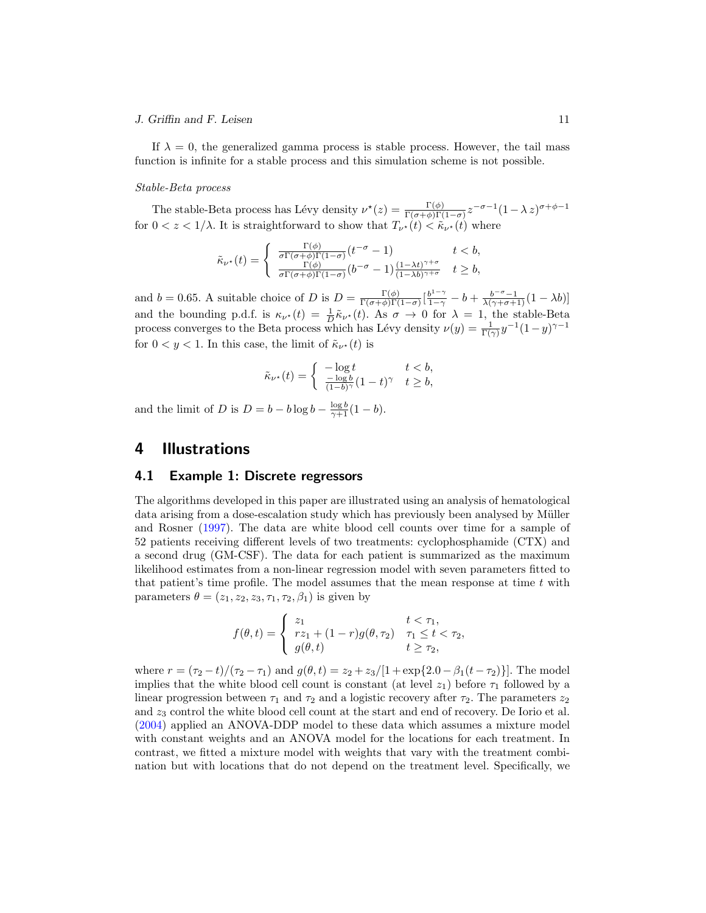If $\lambda = 0$, the generalized gamma process is stable process. However, the tail mass function is infinite for a stable process and this simulation scheme is not possible.

*Stable-Beta process*

The stable-Beta process has Lévy density $\nu^\star(z) = \frac{\Gamma(\phi)}{\Gamma(\sigma+\phi)\Gamma(1-\sigma)} z^{-\sigma-1}(1-\lambda\, z)^{\sigma+\phi-1}$ for $0 < z < 1/\lambda$. It is straightforward to show that $T_{\nu^\star}(t) < \tilde{\kappa}_{\nu^\star}(t)$ where

$$\tilde{\kappa}_{\nu^\star}(t) = \begin{cases} \frac{\Gamma(\phi)}{\sigma\Gamma(\sigma+\phi)\Gamma(1-\sigma)}(t^{-\sigma}-1) & t < b, \\ \frac{\Gamma(\phi)}{\sigma\Gamma(\sigma+\phi)\Gamma(1-\sigma)}(b^{-\sigma}-1)\frac{(1-\lambda t)^{\gamma+\sigma}}{(1-\lambda b)^{\gamma+\sigma}} & t \geq b, \end{cases}$$

and $b = 0.65$. A suitable choice of $D$ is $D = \frac{\Gamma(\phi)}{\Gamma(\sigma+\phi)\Gamma(1-\sigma)}\left[\frac{b^{1-\gamma}}{1-\gamma} - b + \frac{b^{-\sigma}-1}{\lambda(\gamma+\sigma+1)}(1-\lambda b)\right]$ and the bounding p.d.f. is $\kappa_{\nu^\star}(t) = \frac{1}{D}\tilde{\kappa}_{\nu^\star}(t)$. As $\sigma \to 0$ for $\lambda = 1$, the stable-Beta process converges to the Beta process which has Lévy density $\nu(y) = \frac{1}{\Gamma(\gamma)} y^{-1}(1-y)^{\gamma-1}$ for $0 < y < 1$. In this case, the limit of $\tilde{\kappa}_{\nu^\star}(t)$ is

$$\tilde{\kappa}_{\nu^\star}(t) = \begin{cases} -\log t & t < b, \\ \frac{-\log b}{(1-b)^\gamma}(1-t)^\gamma & t \geq b, \end{cases}$$

and the limit of $D$ is $D = b - b\log b - \frac{\log b}{\gamma+1}(1-b)$.

# 4 Illustrations

## 4.1 Example 1: Discrete regressors

The algorithms developed in this paper are illustrated using an analysis of hematological data arising from a dose-escalation study which has previously been analysed by Müller and Rosner (1997). The data are white blood cell counts over time for a sample of 52 patients receiving different levels of two treatments: cyclophosphamide (CTX) and a second drug (GM-CSF). The data for each patient is summarized as the maximum likelihood estimates from a non-linear regression model with seven parameters fitted to that patient's time profile. The model assumes that the mean response at time $t$ with parameters $\theta = (z_1, z_2, z_3, \tau_1, \tau_2, \beta_1)$ is given by

$$f(\theta, t) = \begin{cases} z_1 & t < \tau_1, \\ r z_1 + (1-r) g(\theta, \tau_2) & \tau_1 \leq t < \tau_2, \\ g(\theta, t) & t \geq \tau_2, \end{cases}$$

where $r = (\tau_2 - t)/(\tau_2 - \tau_1)$ and $g(\theta, t) = z_2 + z_3/[1 + \exp\{2.0 - \beta_1(t - \tau_2)\}]$. The model implies that the white blood cell count is constant (at level $z_1$) before $\tau_1$ followed by a linear progression between $\tau_1$ and $\tau_2$ and a logistic recovery after $\tau_2$. The parameters $z_2$ and $z_3$ control the white blood cell count at the start and end of recovery. De Iorio et al. (2004) applied an ANOVA-DDP model to these data which assumes a mixture model with constant weights and an ANOVA model for the locations for each treatment. In contrast, we fitted a mixture model with weights that vary with the treatment combination but with locations that do not depend on the treatment level. Specifically, we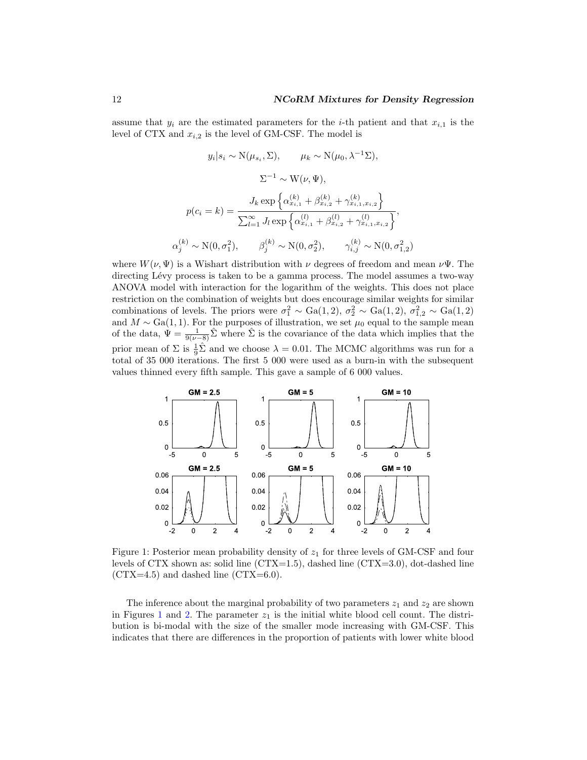assume that $y_i$ are the estimated parameters for the $i$-th patient and that $x_{i,1}$ is the level of CTX and $x_{i,2}$ is the level of GM-CSF. The model is

$$y_i|s_i \sim \mathrm{N}(\mu_{s_i}, \Sigma), \qquad \mu_k \sim \mathrm{N}(\mu_0, \lambda^{-1}\Sigma),$$

$$\Sigma^{-1} \sim \mathrm{W}(\nu, \Psi),$$

$$p(c_i = k) = \frac{J_k \exp\left\{\alpha^{(k)}_{x_{i,1}} + \beta^{(k)}_{x_{i,2}} + \gamma^{(k)}_{x_{i,1},x_{i,2}}\right\}}{\sum_{l=1}^{\infty} J_l \exp\left\{\alpha^{(l)}_{x_{i,1}} + \beta^{(l)}_{x_{i,2}} + \gamma^{(l)}_{x_{i,1},x_{i,2}}\right\}},$$

$$\alpha^{(k)}_j \sim \mathrm{N}(0, \sigma_1^2), \qquad \beta^{(k)}_j \sim \mathrm{N}(0, \sigma_2^2), \qquad \gamma^{(k)}_{i,j} \sim \mathrm{N}(0, \sigma_{1,2}^2)$$

where $W(\nu, \Psi)$ is a Wishart distribution with $\nu$ degrees of freedom and mean $\nu\Psi$. The directing Lévy process is taken to be a gamma process. The model assumes a two-way ANOVA model with interaction for the logarithm of the weights. This does not place restriction on the combination of weights but does encourage similar weights for similar combinations of levels. The priors were $\sigma_1^2 \sim \mathrm{Ga}(1, 2)$, $\sigma_2^2 \sim \mathrm{Ga}(1, 2)$, $\sigma_{1,2}^2 \sim \mathrm{Ga}(1, 2)$ and $M \sim \mathrm{Ga}(1, 1)$. For the purposes of illustration, we set $\mu_0$ equal to the sample mean of the data, $\Psi = \frac{1}{9(\nu-8)}\hat{\Sigma}$ where $\hat{\Sigma}$ is the covariance of the data which implies that the prior mean of $\Sigma$ is $\frac{1}{9}\hat{\Sigma}$ and we choose $\lambda = 0.01$. The MCMC algorithms was run for a total of 35 000 iterations. The first 5 000 were used as a burn-in with the subsequent values thinned every fifth sample. This gave a sample of 6 000 values.

Figure 1: Posterior mean probability density of $z_1$ for three levels of GM-CSF and four levels of CTX shown as: solid line (CTX=1.5), dashed line (CTX=3.0), dot-dashed line (CTX=4.5) and dashed line (CTX=6.0).

The inference about the marginal probability of two parameters $z_1$ and $z_2$ are shown in Figures 1 and 2. The parameter $z_1$ is the initial white blood cell count. The distribution is bi-modal with the size of the smaller mode increasing with GM-CSF. This indicates that there are differences in the proportion of patients with lower white blood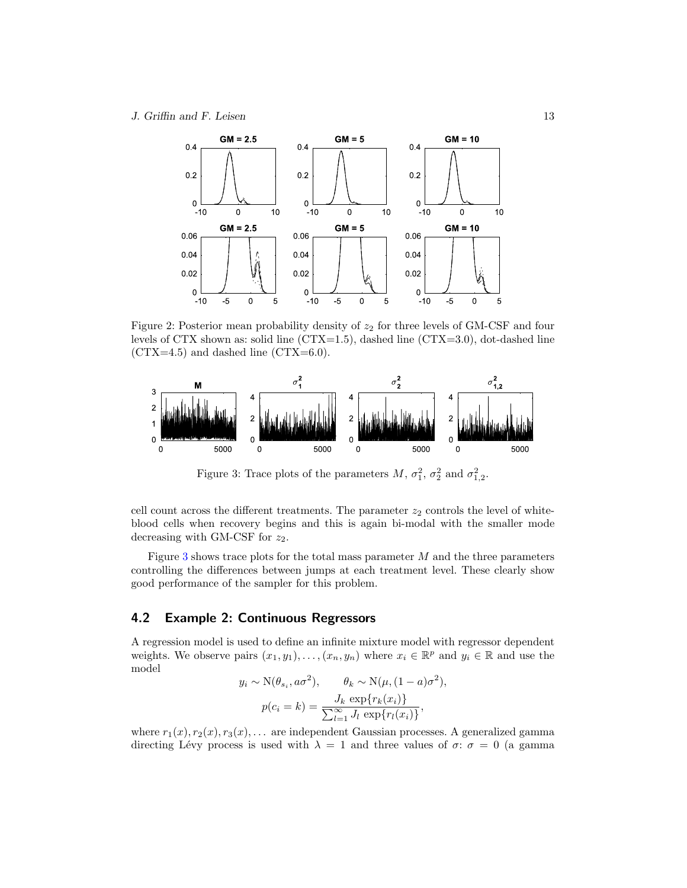Figure 2: Posterior mean probability density of $z_2$ for three levels of GM-CSF and four levels of CTX shown as: solid line (CTX=1.5), dashed line (CTX=3.0), dot-dashed line (CTX=4.5) and dashed line (CTX=6.0).

Figure 3: Trace plots of the parameters $M$, $\sigma_1^2$, $\sigma_2^2$ and $\sigma_{1,2}^2$.

cell count across the different treatments. The parameter $z_2$ controls the level of white-blood cells when recovery begins and this is again bi-modal with the smaller mode decreasing with GM-CSF for $z_2$.

Figure 3 shows trace plots for the total mass parameter $M$ and the three parameters controlling the differences between jumps at each treatment level. These clearly show good performance of the sampler for this problem.

## 4.2 Example 2: Continuous Regressors

A regression model is used to define an infinite mixture model with regressor dependent weights. We observe pairs $(x_1, y_1), \ldots, (x_n, y_n)$ where $x_i \in \mathbb{R}^p$ and $y_i \in \mathbb{R}$ and use the model

$$y_i \sim \mathrm{N}(\theta_{s_i}, a\sigma^2), \qquad \theta_k \sim \mathrm{N}(\mu, (1-a)\sigma^2),$$

$$p(c_i = k) = \frac{J_k \, \exp\{r_k(x_i)\}}{\sum_{l=1}^{\infty} J_l \, \exp\{r_l(x_i)\}},$$

where $r_1(x), r_2(x), r_3(x), \ldots$ are independent Gaussian processes. A generalized gamma directing Lévy process is used with $\lambda = 1$ and three values of $\sigma$: $\sigma = 0$ (a gamma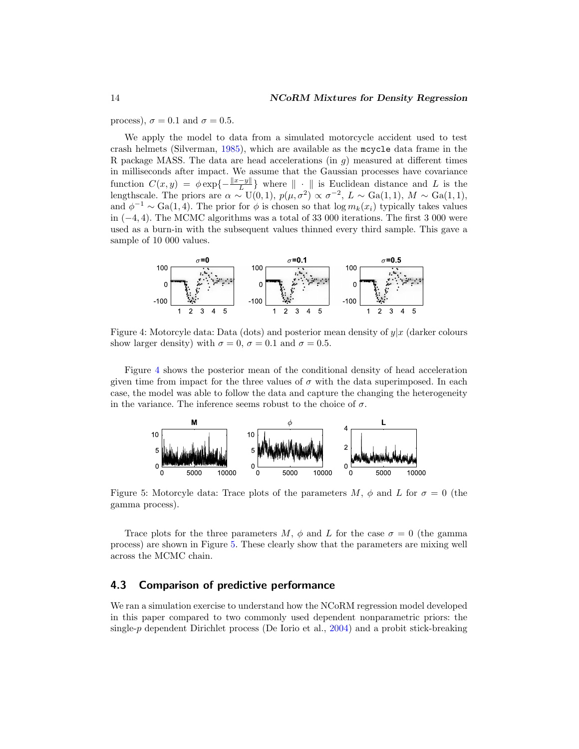process), $\sigma = 0.1$ and $\sigma = 0.5$.

We apply the model to data from a simulated motorcycle accident used to test crash helmets (Silverman, 1985), which are available as the mcycle data frame in the R package MASS. The data are head accelerations (in $g$) measured at different times in milliseconds after impact. We assume that the Gaussian processes have covariance function $C(x, y) = \phi \exp\{-\frac{\|x-y\|}{L}\}$ where $\|\cdot\|$ is Euclidean distance and $L$ is the lengthscale. The priors are $\alpha \sim \mathrm{U}(0, 1)$, $p(\mu, \sigma^2) \propto \sigma^{-2}$, $L \sim \mathrm{Ga}(1, 1)$, $M \sim \mathrm{Ga}(1, 1)$, and $\phi^{-1} \sim \mathrm{Ga}(1, 4)$. The prior for $\phi$ is chosen so that $\log m_k(x_i)$ typically takes values in $(-4, 4)$. The MCMC algorithms was a total of 33 000 iterations. The first 3 000 were used as a burn-in with the subsequent values thinned every third sample. This gave a sample of 10 000 values.

Figure 4: Motorcyle data: Data (dots) and posterior mean density of $y|x$ (darker colours show larger density) with $\sigma = 0$, $\sigma = 0.1$ and $\sigma = 0.5$.

Figure 4 shows the posterior mean of the conditional density of head acceleration given time from impact for the three values of $\sigma$ with the data superimposed. In each case, the model was able to follow the data and capture the changing the heterogeneity in the variance. The inference seems robust to the choice of $\sigma$.

Figure 5: Motorcyle data: Trace plots of the parameters $M$, $\phi$ and $L$ for $\sigma = 0$ (the gamma process).

Trace plots for the three parameters $M$, $\phi$ and $L$ for the case $\sigma = 0$ (the gamma process) are shown in Figure 5. These clearly show that the parameters are mixing well across the MCMC chain.

## 4.3 Comparison of predictive performance

We ran a simulation exercise to understand how the NCoRM regression model developed in this paper compared to two commonly used dependent nonparametric priors: the single-$p$ dependent Dirichlet process (De Iorio et al., 2004) and a probit stick-breaking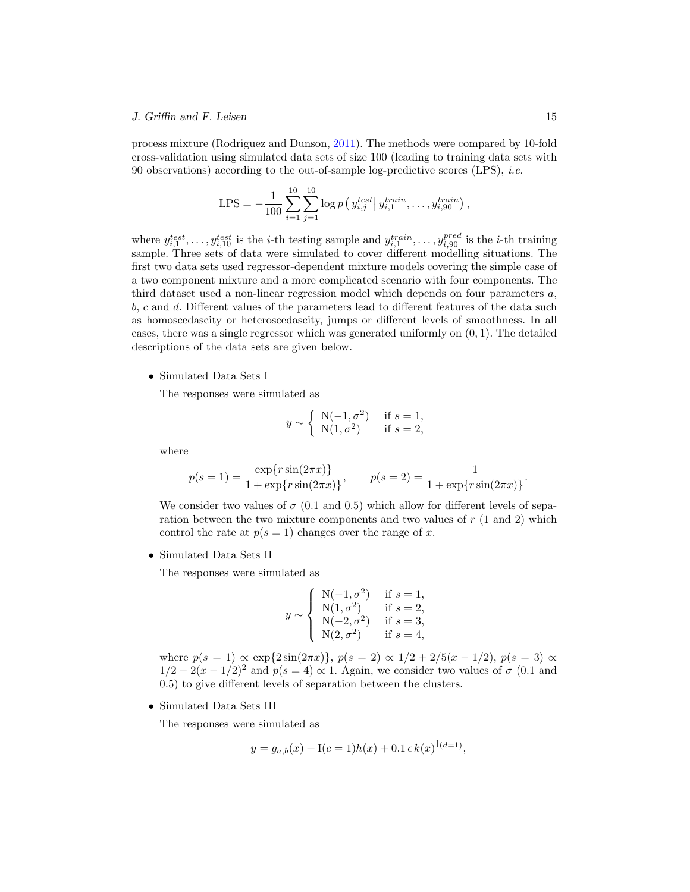process mixture (Rodriguez and Dunson, 2011). The methods were compared by 10-fold cross-validation using simulated data sets of size 100 (leading to training data sets with 90 observations) according to the out-of-sample log-predictive scores (LPS), *i.e.*

$$\text{LPS} = -\frac{1}{100}\sum_{i=1}^{10}\sum_{j=1}^{10}\log p\left(y_{i,j}^{test}\,\middle|\, y_{i,1}^{train},\ldots,y_{i,90}^{train}\right),$$

where $y_{i,1}^{test},\ldots,y_{i,10}^{test}$ is the $i$-th testing sample and $y_{i,1}^{train},\ldots,y_{i,90}^{pred}$ is the $i$-th training sample. Three sets of data were simulated to cover different modelling situations. The first two data sets used regressor-dependent mixture models covering the simple case of a two component mixture and a more complicated scenario with four components. The third dataset used a non-linear regression model which depends on four parameters $a$, $b$, $c$ and $d$. Different values of the parameters lead to different features of the data such as homoscedascity or heteroscedascity, jumps or different levels of smoothness. In all cases, there was a single regressor which was generated uniformly on $(0,1)$. The detailed descriptions of the data sets are given below.

- Simulated Data Sets I

  The responses were simulated as

  $$y \sim \begin{cases} \text{N}(-1,\sigma^2) & \text{if } s=1,\\ \text{N}(1,\sigma^2) & \text{if } s=2,\end{cases}$$

  where

  $$p(s=1) = \frac{\exp\{r\sin(2\pi x)\}}{1+\exp\{r\sin(2\pi x)\}}, \qquad p(s=2) = \frac{1}{1+\exp\{r\sin(2\pi x)\}}.$$

  We consider two values of $\sigma$ (0.1 and 0.5) which allow for different levels of separation between the two mixture components and two values of $r$ (1 and 2) which control the rate at $p(s=1)$ changes over the range of $x$.

- Simulated Data Sets II

  The responses were simulated as

  $$y \sim \begin{cases} \text{N}(-1,\sigma^2) & \text{if } s=1,\\ \text{N}(1,\sigma^2) & \text{if } s=2,\\ \text{N}(-2,\sigma^2) & \text{if } s=3,\\ \text{N}(2,\sigma^2) & \text{if } s=4,\end{cases}$$

  where $p(s=1)\propto\exp\{2\sin(2\pi x)\}$, $p(s=2)\propto 1/2+2/5(x-1/2)$, $p(s=3)\propto 1/2-2(x-1/2)^2$ and $p(s=4)\propto 1$. Again, we consider two values of $\sigma$ (0.1 and 0.5) to give different levels of separation between the clusters.

- Simulated Data Sets III

  The responses were simulated as

  $$y = g_{a,b}(x) + \text{I}(c=1)h(x) + 0.1\,\epsilon\,k(x)^{\text{I}(d=1)},$$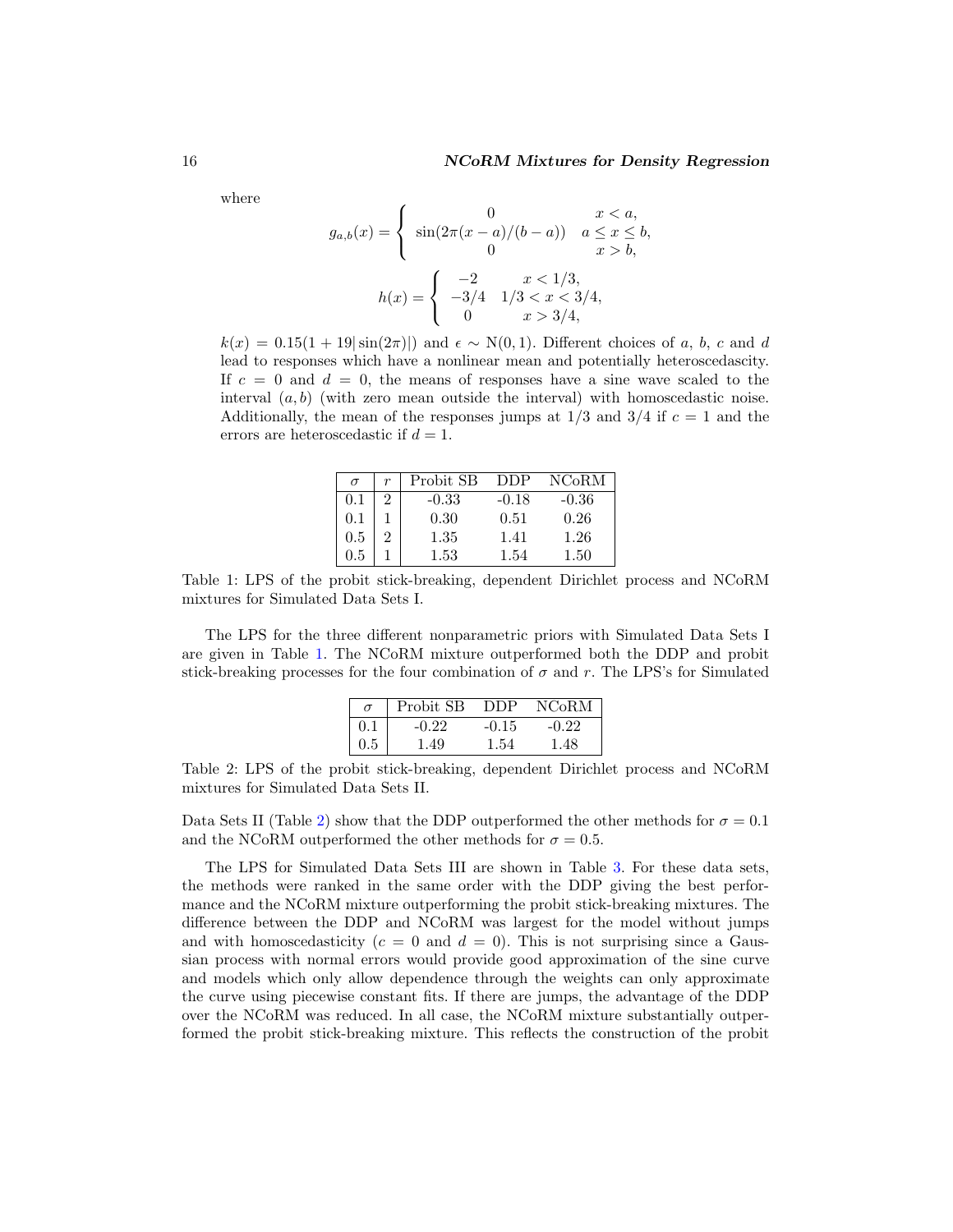where

$$g_{a,b}(x) = \begin{cases} 0 & x < a, \\ \sin(2\pi(x-a)/(b-a)) & a \le x \le b, \\ 0 & x > b, \end{cases}$$

$$h(x) = \begin{cases} -2 & x < 1/3, \\ -3/4 & 1/3 < x < 3/4, \\ 0 & x > 3/4, \end{cases}$$

$k(x) = 0.15(1 + 19|\sin(2\pi)|)$ and $\epsilon \sim \mathrm{N}(0, 1)$. Different choices of $a$, $b$, $c$ and $d$ lead to responses which have a nonlinear mean and potentially heteroscedascity. If $c = 0$ and $d = 0$, the means of responses have a sine wave scaled to the interval $(a, b)$ (with zero mean outside the interval) with homoscedastic noise. Additionally, the mean of the responses jumps at $1/3$ and $3/4$ if $c = 1$ and the errors are heteroscedastic if $d = 1$.

| $\sigma$ | $r$ | Probit SB | DDP | NCoRM |
|---|---|---|---|---|
| 0.1 | 2 | -0.33 | -0.18 | -0.36 |
| 0.1 | 1 | 0.30 | 0.51 | 0.26 |
| 0.5 | 2 | 1.35 | 1.41 | 1.26 |
| 0.5 | 1 | 1.53 | 1.54 | 1.50 |

Table 1: LPS of the probit stick-breaking, dependent Dirichlet process and NCoRM mixtures for Simulated Data Sets I.

The LPS for the three different nonparametric priors with Simulated Data Sets I are given in Table 1. The NCoRM mixture outperformed both the DDP and probit stick-breaking processes for the four combination of $\sigma$ and $r$. The LPS's for Simulated Data Sets II (Table 2) show that the DDP outperformed the other methods for $\sigma = 0.1$ and the NCoRM outperformed the other methods for $\sigma = 0.5$.

| $\sigma$ | Probit SB | DDP | NCoRM |
|---|---|---|---|
| 0.1 | -0.22 | -0.15 | -0.22 |
| 0.5 | 1.49 | 1.54 | 1.48 |

Table 2: LPS of the probit stick-breaking, dependent Dirichlet process and NCoRM mixtures for Simulated Data Sets II.

The LPS for Simulated Data Sets III are shown in Table 3. For these data sets, the methods were ranked in the same order with the DDP giving the best performance and the NCoRM mixture outperforming the probit stick-breaking mixtures. The difference between the DDP and NCoRM was largest for the model without jumps and with homoscedasticity ($c = 0$ and $d = 0$). This is not surprising since a Gaussian process with normal errors would provide good approximation of the sine curve and models which only allow dependence through the weights can only approximate the curve using piecewise constant fits. If there are jumps, the advantage of the DDP over the NCoRM was reduced. In all case, the NCoRM mixture substantially outperformed the probit stick-breaking mixture. This reflects the construction of the probit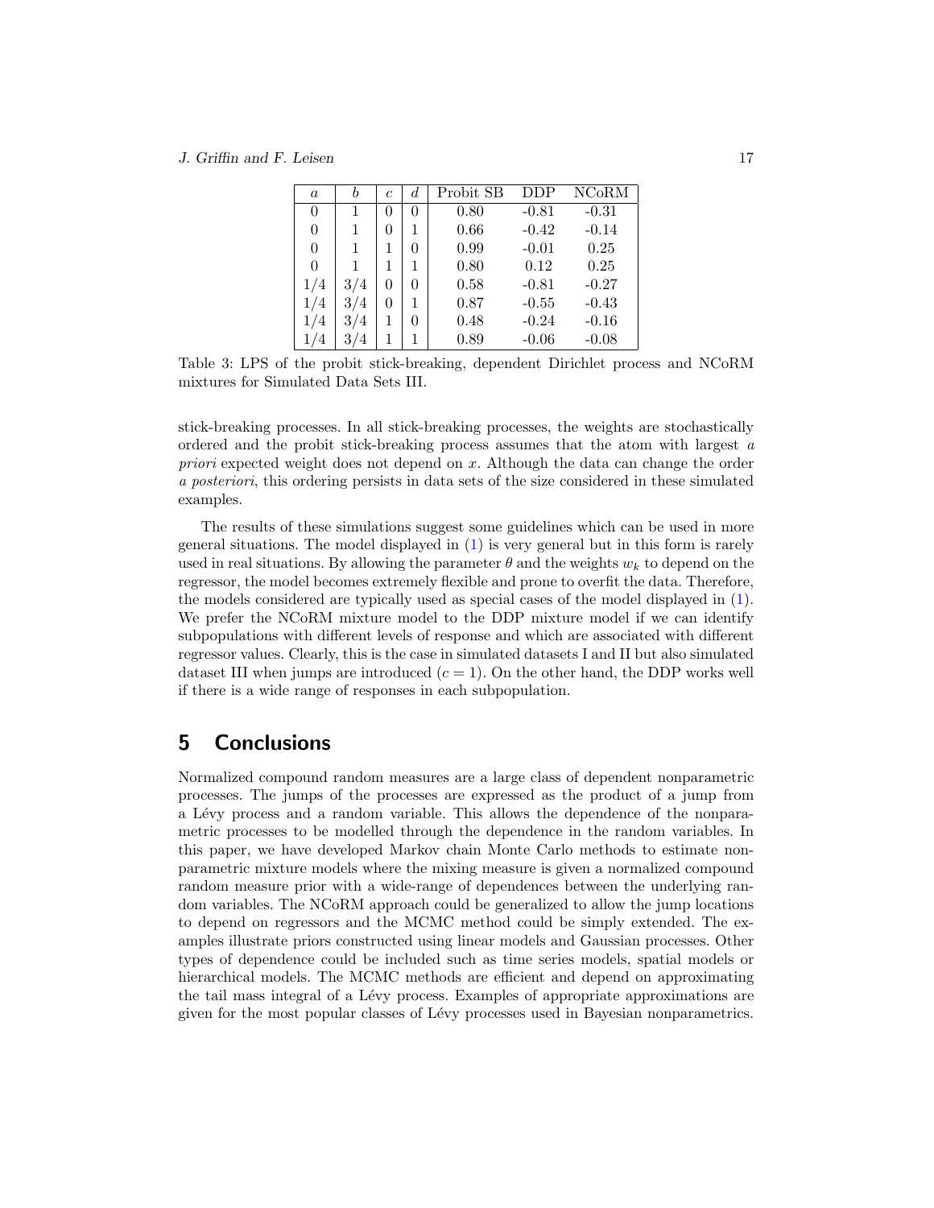| $a$ | $b$ | $c$ | $d$ | Probit SB | DDP | NCoRM |
|---|---|---|---|---|---|---|
| 0 | 1 | 0 | 0 | 0.80 | -0.81 | -0.31 |
| 0 | 1 | 0 | 1 | 0.66 | -0.42 | -0.14 |
| 0 | 1 | 1 | 0 | 0.99 | -0.01 | 0.25 |
| 0 | 1 | 1 | 1 | 0.80 | 0.12 | 0.25 |
| 1/4 | 3/4 | 0 | 0 | 0.58 | -0.81 | -0.27 |
| 1/4 | 3/4 | 0 | 1 | 0.87 | -0.55 | -0.43 |
| 1/4 | 3/4 | 1 | 0 | 0.48 | -0.24 | -0.16 |
| 1/4 | 3/4 | 1 | 1 | 0.89 | -0.06 | -0.08 |

Table 3: LPS of the probit stick-breaking, dependent Dirichlet process and NCoRM mixtures for Simulated Data Sets III.

stick-breaking processes. In all stick-breaking processes, the weights are stochastically ordered and the probit stick-breaking process assumes that the atom with largest *a priori* expected weight does not depend on $x$. Although the data can change the order *a posteriori*, this ordering persists in data sets of the size considered in these simulated examples.

The results of these simulations suggest some guidelines which can be used in more general situations. The model displayed in (1) is very general but in this form is rarely used in real situations. By allowing the parameter $\theta$ and the weights $w_k$ to depend on the regressor, the model becomes extremely flexible and prone to overfit the data. Therefore, the models considered are typically used as special cases of the model displayed in (1). We prefer the NCoRM mixture model to the DDP mixture model if we can identify subpopulations with different levels of response and which are associated with different regressor values. Clearly, this is the case in simulated datasets I and II but also simulated dataset III when jumps are introduced ($c = 1$). On the other hand, the DDP works well if there is a wide range of responses in each subpopulation.

# 5 Conclusions

Normalized compound random measures are a large class of dependent nonparametric processes. The jumps of the processes are expressed as the product of a jump from a Lévy process and a random variable. This allows the dependence of the nonparametric processes to be modelled through the dependence in the random variables. In this paper, we have developed Markov chain Monte Carlo methods to estimate nonparametric mixture models where the mixing measure is given a normalized compound random measure prior with a wide-range of dependences between the underlying random variables. The NCoRM approach could be generalized to allow the jump locations to depend on regressors and the MCMC method could be simply extended. The examples illustrate priors constructed using linear models and Gaussian processes. Other types of dependence could be included such as time series models, spatial models or hierarchical models. The MCMC methods are efficient and depend on approximating the tail mass integral of a Lévy process. Examples of appropriate approximations are given for the most popular classes of Lévy processes used in Bayesian nonparametrics.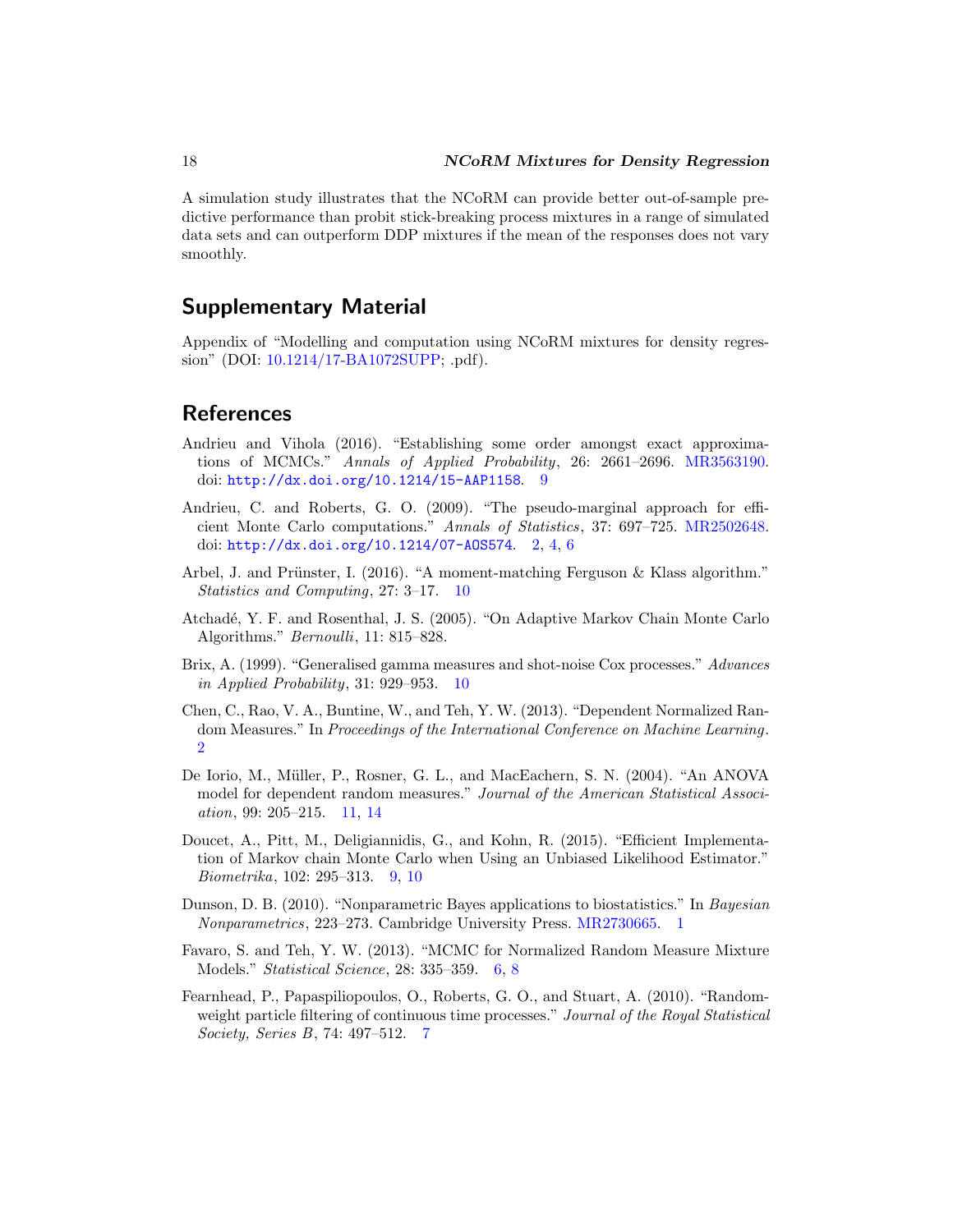A simulation study illustrates that the NCoRM can provide better out-of-sample predictive performance than probit stick-breaking process mixtures in a range of simulated data sets and can outperform DDP mixtures if the mean of the responses does not vary smoothly.

## Supplementary Material

Appendix of "Modelling and computation using NCoRM mixtures for density regression" (DOI: 10.1214/17-BA1072SUPP; .pdf).

## References

Andrieu and Vihola (2016). "Establishing some order amongst exact approximations of MCMCs." *Annals of Applied Probability*, 26: 2661–2696. MR3563190. doi: http://dx.doi.org/10.1214/15-AAP1158. 9

Andrieu, C. and Roberts, G. O. (2009). "The pseudo-marginal approach for efficient Monte Carlo computations." *Annals of Statistics*, 37: 697–725. MR2502648. doi: http://dx.doi.org/10.1214/07-AOS574. 2, 4, 6

Arbel, J. and Prünster, I. (2016). "A moment-matching Ferguson & Klass algorithm." *Statistics and Computing*, 27: 3–17. 10

Atchadé, Y. F. and Rosenthal, J. S. (2005). "On Adaptive Markov Chain Monte Carlo Algorithms." *Bernoulli*, 11: 815–828.

Brix, A. (1999). "Generalised gamma measures and shot-noise Cox processes." *Advances in Applied Probability*, 31: 929–953. 10

Chen, C., Rao, V. A., Buntine, W., and Teh, Y. W. (2013). "Dependent Normalized Random Measures." In *Proceedings of the International Conference on Machine Learning*. 2

De Iorio, M., Müller, P., Rosner, G. L., and MacEachern, S. N. (2004). "An ANOVA model for dependent random measures." *Journal of the American Statistical Association*, 99: 205–215. 11, 14

Doucet, A., Pitt, M., Deligiannidis, G., and Kohn, R. (2015). "Efficient Implementation of Markov chain Monte Carlo when Using an Unbiased Likelihood Estimator." *Biometrika*, 102: 295–313. 9, 10

Dunson, D. B. (2010). "Nonparametric Bayes applications to biostatistics." In *Bayesian Nonparametrics*, 223–273. Cambridge University Press. MR2730665. 1

Favaro, S. and Teh, Y. W. (2013). "MCMC for Normalized Random Measure Mixture Models." *Statistical Science*, 28: 335–359. 6, 8

Fearnhead, P., Papaspiliopoulos, O., Roberts, G. O., and Stuart, A. (2010). "Random-weight particle filtering of continuous time processes." *Journal of the Royal Statistical Society, Series B*, 74: 497–512. 7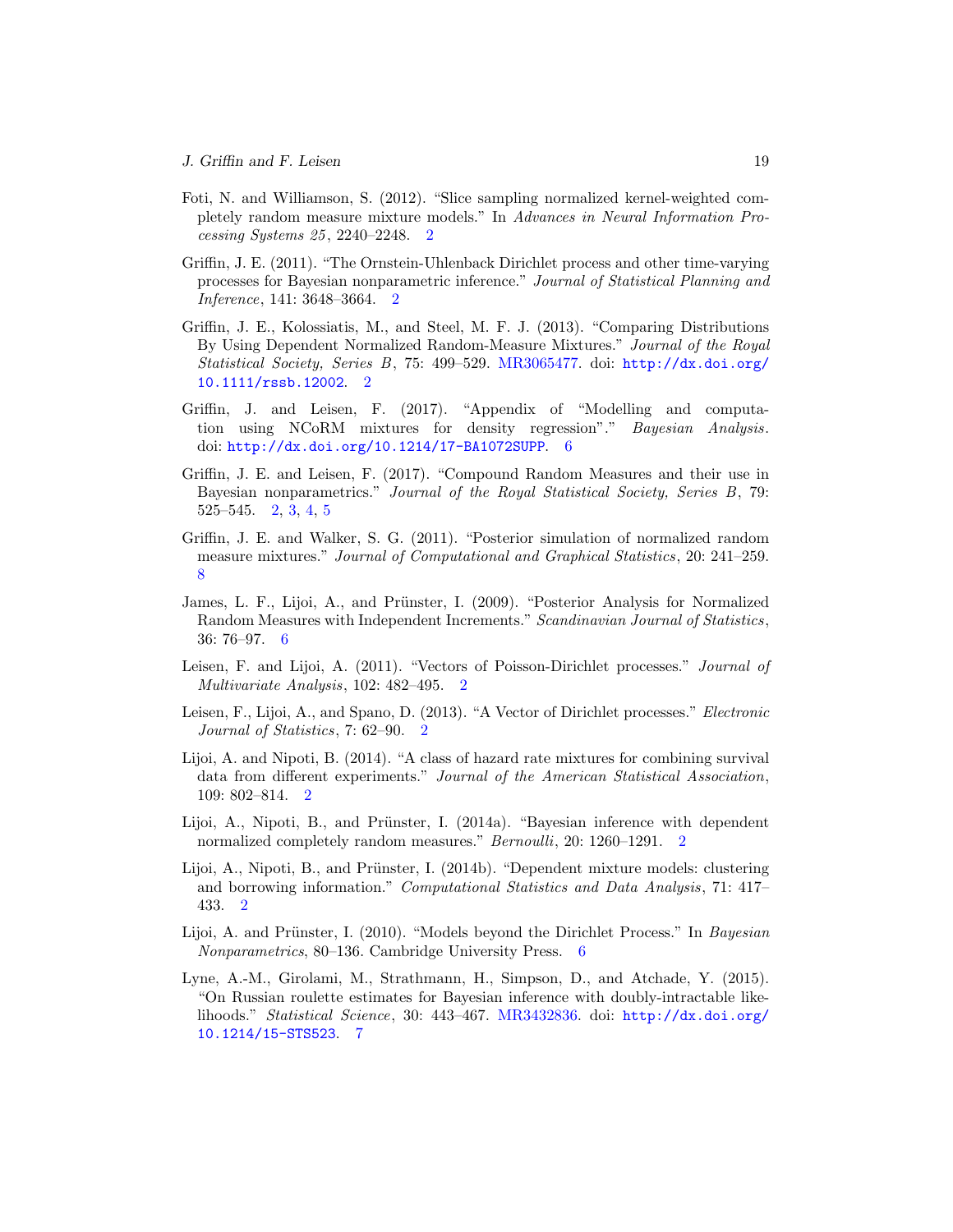Foti, N. and Williamson, S. (2012). "Slice sampling normalized kernel-weighted completely random measure mixture models." In *Advances in Neural Information Processing Systems 25*, 2240–2248. 2

Griffin, J. E. (2011). "The Ornstein-Uhlenback Dirichlet process and other time-varying processes for Bayesian nonparametric inference." *Journal of Statistical Planning and Inference*, 141: 3648–3664. 2

Griffin, J. E., Kolossiatis, M., and Steel, M. F. J. (2013). "Comparing Distributions By Using Dependent Normalized Random-Measure Mixtures." *Journal of the Royal Statistical Society, Series B*, 75: 499–529. MR3065477. doi: http://dx.doi.org/10.1111/rssb.12002. 2

Griffin, J. and Leisen, F. (2017). "Appendix of "Modelling and computation using NCoRM mixtures for density regression"." *Bayesian Analysis*. doi: http://dx.doi.org/10.1214/17-BA1072SUPP. 6

Griffin, J. E. and Leisen, F. (2017). "Compound Random Measures and their use in Bayesian nonparametrics." *Journal of the Royal Statistical Society, Series B*, 79: 525–545. 2, 3, 4, 5

Griffin, J. E. and Walker, S. G. (2011). "Posterior simulation of normalized random measure mixtures." *Journal of Computational and Graphical Statistics*, 20: 241–259. 8

James, L. F., Lijoi, A., and Prünster, I. (2009). "Posterior Analysis for Normalized Random Measures with Independent Increments." *Scandinavian Journal of Statistics*, 36: 76–97. 6

Leisen, F. and Lijoi, A. (2011). "Vectors of Poisson-Dirichlet processes." *Journal of Multivariate Analysis*, 102: 482–495. 2

Leisen, F., Lijoi, A., and Spano, D. (2013). "A Vector of Dirichlet processes." *Electronic Journal of Statistics*, 7: 62–90. 2

Lijoi, A. and Nipoti, B. (2014). "A class of hazard rate mixtures for combining survival data from different experiments." *Journal of the American Statistical Association*, 109: 802–814. 2

Lijoi, A., Nipoti, B., and Prünster, I. (2014a). "Bayesian inference with dependent normalized completely random measures." *Bernoulli*, 20: 1260–1291. 2

Lijoi, A., Nipoti, B., and Prünster, I. (2014b). "Dependent mixture models: clustering and borrowing information." *Computational Statistics and Data Analysis*, 71: 417–433. 2

Lijoi, A. and Prünster, I. (2010). "Models beyond the Dirichlet Process." In *Bayesian Nonparametrics*, 80–136. Cambridge University Press. 6

Lyne, A.-M., Girolami, M., Strathmann, H., Simpson, D., and Atchade, Y. (2015). "On Russian roulette estimates for Bayesian inference with doubly-intractable likelihoods." *Statistical Science*, 30: 443–467. MR3432836. doi: http://dx.doi.org/10.1214/15-STS523. 7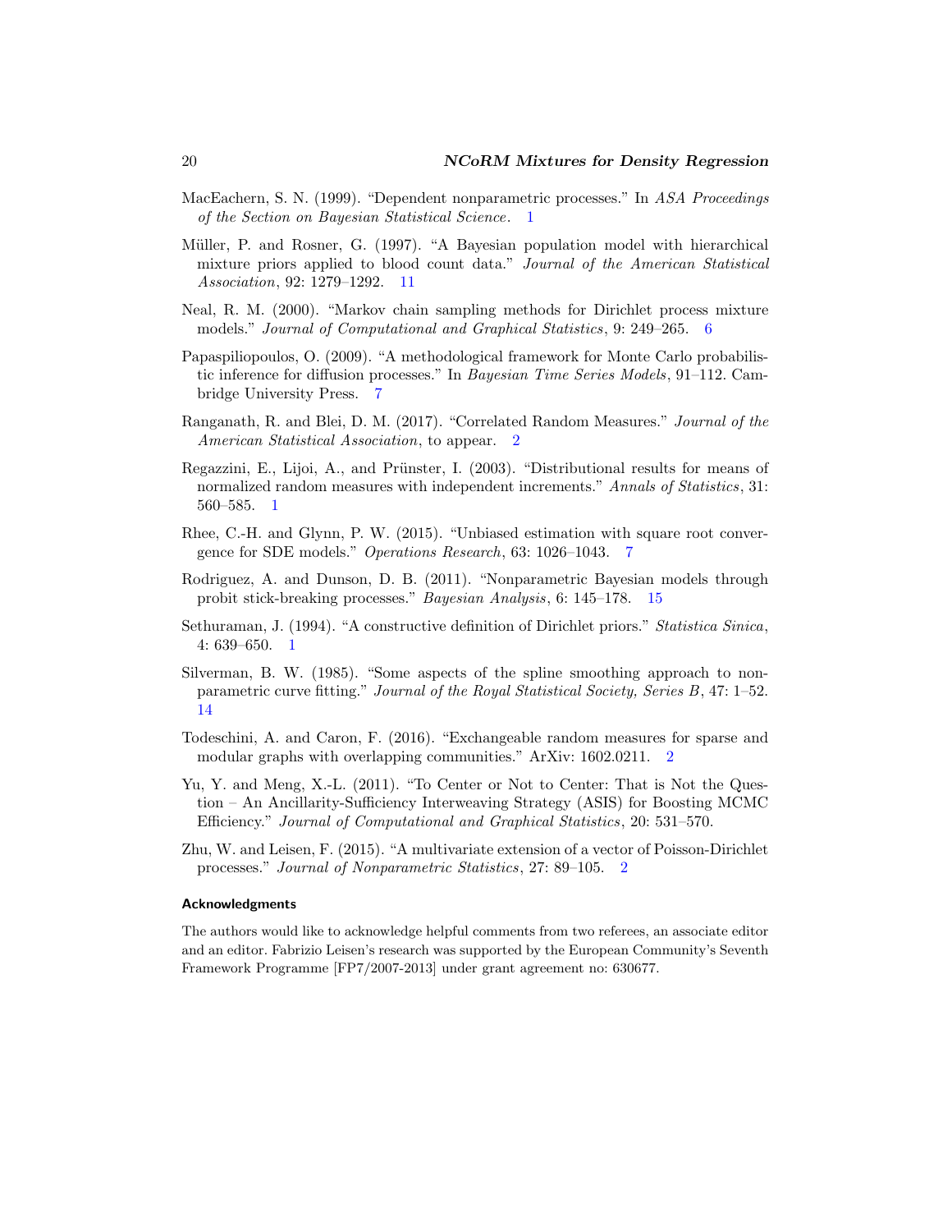MacEachern, S. N. (1999). "Dependent nonparametric processes." In *ASA Proceedings of the Section on Bayesian Statistical Science*. 1

Müller, P. and Rosner, G. (1997). "A Bayesian population model with hierarchical mixture priors applied to blood count data." *Journal of the American Statistical Association*, 92: 1279–1292. 11

Neal, R. M. (2000). "Markov chain sampling methods for Dirichlet process mixture models." *Journal of Computational and Graphical Statistics*, 9: 249–265. 6

Papaspiliopoulos, O. (2009). "A methodological framework for Monte Carlo probabilistic inference for diffusion processes." In *Bayesian Time Series Models*, 91–112. Cambridge University Press. 7

Ranganath, R. and Blei, D. M. (2017). "Correlated Random Measures." *Journal of the American Statistical Association*, to appear. 2

Regazzini, E., Lijoi, A., and Prünster, I. (2003). "Distributional results for means of normalized random measures with independent increments." *Annals of Statistics*, 31: 560–585. 1

Rhee, C.-H. and Glynn, P. W. (2015). "Unbiased estimation with square root convergence for SDE models." *Operations Research*, 63: 1026–1043. 7

Rodriguez, A. and Dunson, D. B. (2011). "Nonparametric Bayesian models through probit stick-breaking processes." *Bayesian Analysis*, 6: 145–178. 15

Sethuraman, J. (1994). "A constructive definition of Dirichlet priors." *Statistica Sinica*, 4: 639–650. 1

Silverman, B. W. (1985). "Some aspects of the spline smoothing approach to nonparametric curve fitting." *Journal of the Royal Statistical Society, Series B*, 47: 1–52. 14

Todeschini, A. and Caron, F. (2016). "Exchangeable random measures for sparse and modular graphs with overlapping communities." ArXiv: 1602.0211. 2

Yu, Y. and Meng, X.-L. (2011). "To Center or Not to Center: That is Not the Question – An Ancillarity-Sufficiency Interweaving Strategy (ASIS) for Boosting MCMC Efficiency." *Journal of Computational and Graphical Statistics*, 20: 531–570.

Zhu, W. and Leisen, F. (2015). "A multivariate extension of a vector of Poisson-Dirichlet processes." *Journal of Nonparametric Statistics*, 27: 89–105. 2

## Acknowledgments

The authors would like to acknowledge helpful comments from two referees, an associate editor and an editor. Fabrizio Leisen's research was supported by the European Community's Seventh Framework Programme [FP7/2007-2013] under grant agreement no: 630677.